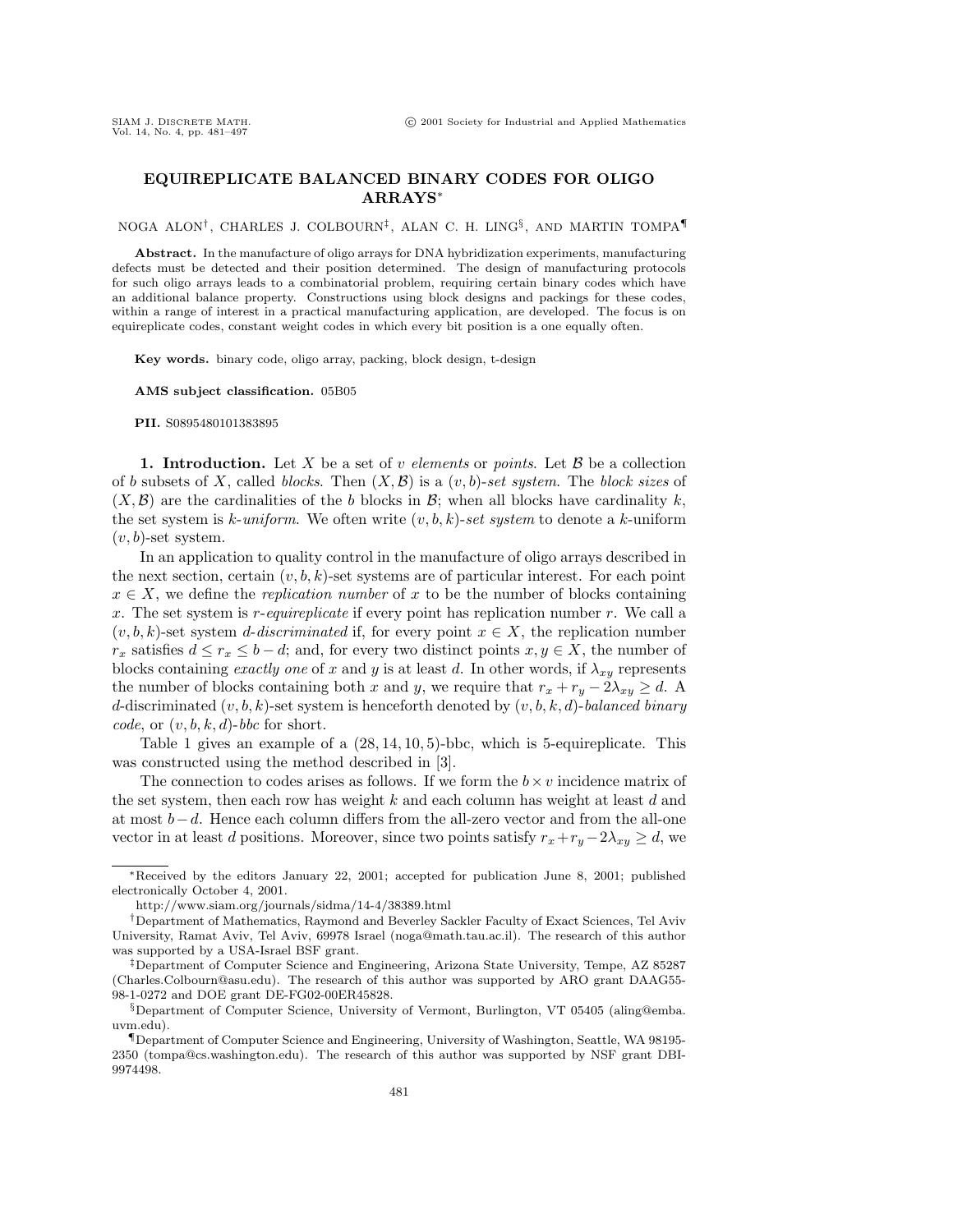# EQUIREPLICATE BALANCED BINARY CODES FOR OLIGO ARRAYS*

NOGA ALON†, CHARLES J. COLBOURN‡, ALAN C. H. LING§, AND MARTIN TOMPA¶

**Abstract.** In the manufacture of oligo arrays for DNA hybridization experiments, manufacturing defects must be detected and their position determined. The design of manufacturing protocols for such oligo arrays leads to a combinatorial problem, requiring certain binary codes which have an additional balance property. Constructions using block designs and packings for these codes, within a range of interest in a practical manufacturing application, are developed. The focus is on equireplicate codes, constant weight codes in which every bit position is a one equally often.

**Key words.** binary code, oligo array, packing, block design, t-design

**AMS subject classification.** 05B05

**PII.** S0895480101383895

**1. Introduction.** Let $X$ be a set of $v$ *elements* or *points*. Let $\mathcal{B}$ be a collection of $b$ subsets of $X$, called *blocks*. Then $(X, \mathcal{B})$ is a $(v, b)$*-set system*. The *block sizes* of $(X, \mathcal{B})$ are the cardinalities of the $b$ blocks in $\mathcal{B}$; when all blocks have cardinality $k$, the set system is $k$*-uniform*. We often write $(v, b, k)$*-set system* to denote a $k$-uniform $(v, b)$-set system.

In an application to quality control in the manufacture of oligo arrays described in the next section, certain $(v, b, k)$-set systems are of particular interest. For each point $x \in X$, we define the *replication number* of $x$ to be the number of blocks containing $x$. The set system is $r$*-equireplicate* if every point has replication number $r$. We call a $(v, b, k)$-set system $d$*-discriminated* if, for every point $x \in X$, the replication number $r_x$ satisfies $d \leq r_x \leq b - d$; and, for every two distinct points $x, y \in X$, the number of blocks containing *exactly one* of $x$ and $y$ is at least $d$. In other words, if $\lambda_{xy}$ represents the number of blocks containing both $x$ and $y$, we require that $r_x + r_y - 2\lambda_{xy} \geq d$. A $d$-discriminated $(v, b, k)$-set system is henceforth denoted by $(v, b, k, d)$*-balanced binary code*, or $(v, b, k, d)$*-bbc* for short.

Table 1 gives an example of a $(28, 14, 10, 5)$-bbc, which is 5-equireplicate. This was constructed using the method described in [3].

The connection to codes arises as follows. If we form the $b \times v$ incidence matrix of the set system, then each row has weight $k$ and each column has weight at least $d$ and at most $b-d$. Hence each column differs from the all-zero vector and from the all-one vector in at least $d$ positions. Moreover, since two points satisfy $r_x + r_y - 2\lambda_{xy} \geq d$, we

---

*Received by the editors January 22, 2001; accepted for publication June 8, 2001; published electronically October 4, 2001.

http://www.siam.org/journals/sidma/14-4/38389.html

†Department of Mathematics, Raymond and Beverley Sackler Faculty of Exact Sciences, Tel Aviv University, Ramat Aviv, Tel Aviv, 69978 Israel (noga@math.tau.ac.il). The research of this author was supported by a USA-Israel BSF grant.

‡Department of Computer Science and Engineering, Arizona State University, Tempe, AZ 85287 (Charles.Colbourn@asu.edu). The research of this author was supported by ARO grant DAAG55-98-1-0272 and DOE grant DE-FG02-00ER45828.

§Department of Computer Science, University of Vermont, Burlington, VT 05405 (aling@emba.uvm.edu).

¶Department of Computer Science and Engineering, University of Washington, Seattle, WA 98195-2350 (tompa@cs.washington.edu). The research of this author was supported by NSF grant DBI-9974498.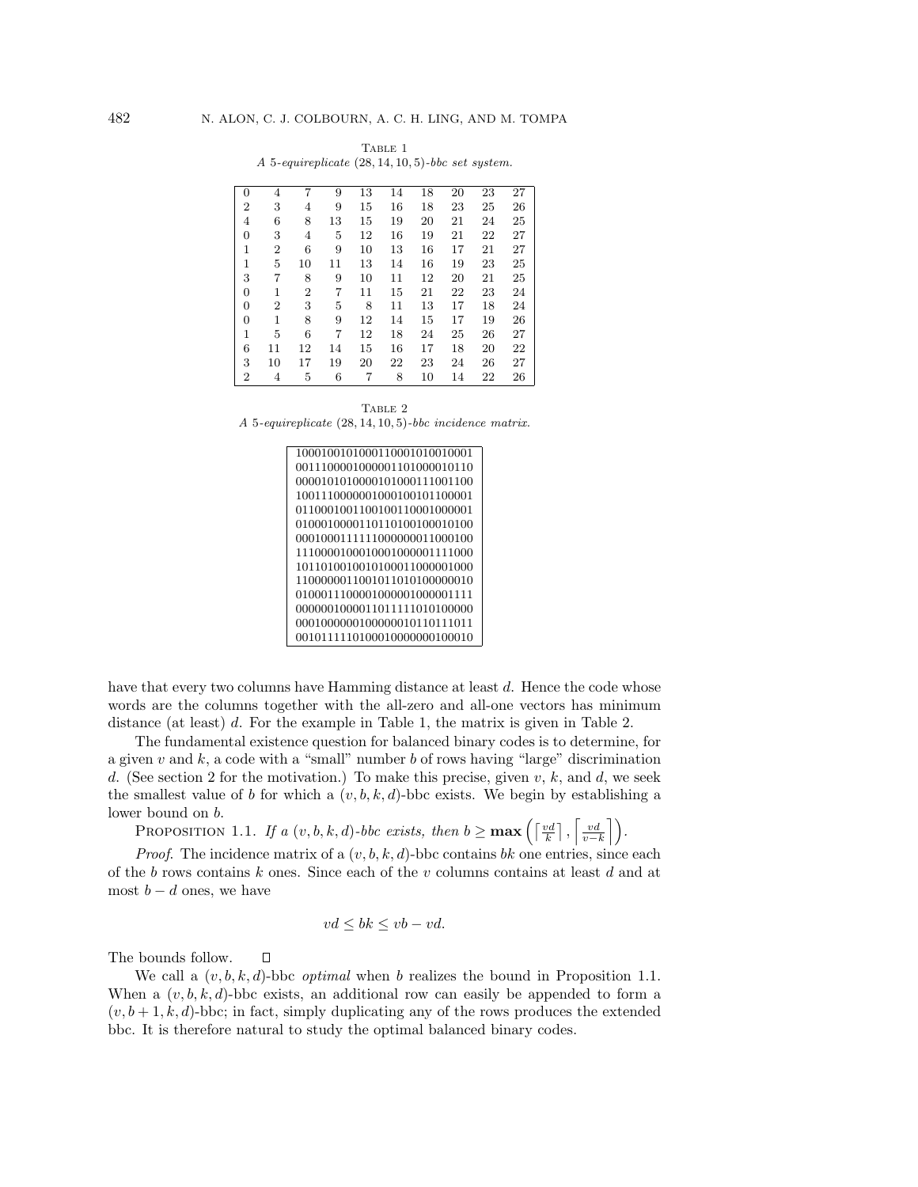Table 1
*A 5-equireplicate $(28, 14, 10, 5)$-bbc set system.*

| | | | | | | | | | |
|---|---|---|---|---|---|---|---|---|---|
| 0 | 4 | 7 | 9 | 13 | 14 | 18 | 20 | 23 | 27 |
| 2 | 3 | 4 | 9 | 15 | 16 | 18 | 23 | 25 | 26 |
| 4 | 6 | 8 | 13 | 15 | 19 | 20 | 21 | 24 | 25 |
| 0 | 3 | 4 | 5 | 12 | 16 | 19 | 21 | 22 | 27 |
| 1 | 2 | 6 | 9 | 10 | 13 | 16 | 17 | 21 | 27 |
| 1 | 5 | 10 | 11 | 13 | 14 | 16 | 19 | 23 | 25 |
| 3 | 7 | 8 | 9 | 10 | 11 | 12 | 20 | 21 | 25 |
| 0 | 1 | 2 | 7 | 11 | 15 | 21 | 22 | 23 | 24 |
| 0 | 2 | 3 | 5 | 8 | 11 | 13 | 17 | 18 | 24 |
| 0 | 1 | 8 | 9 | 12 | 14 | 15 | 17 | 19 | 26 |
| 1 | 5 | 6 | 7 | 12 | 18 | 24 | 25 | 26 | 27 |
| 6 | 11 | 12 | 14 | 15 | 16 | 17 | 18 | 20 | 22 |
| 3 | 10 | 17 | 19 | 20 | 22 | 23 | 24 | 26 | 27 |
| 2 | 4 | 5 | 6 | 7 | 8 | 10 | 14 | 22 | 26 |

Table 2
*A 5-equireplicate $(28, 14, 10, 5)$-bbc incidence matrix.*

```
1000100101000110001010010001
0011100001000001101000010110
0000101010000101000111001100
1001110000001000100101100001
0110001001100100110001000001
0100010000110110100100010100
0001000111111000000011000100
1110000100010001000001111000
1011010010010100011000001000
1100000011001011010100000010
0100011100001000001000001111
0000001000011011111010100000
0001000000100000010110111011
0010111110100010000000100010
```

have that every two columns have Hamming distance at least $d$. Hence the code whose words are the columns together with the all-zero and all-one vectors has minimum distance (at least) $d$. For the example in Table 1, the matrix is given in Table 2.

The fundamental existence question for balanced binary codes is to determine, for a given $v$ and $k$, a code with a "small" number $b$ of rows having "large" discrimination $d$. (See section 2 for the motivation.) To make this precise, given $v$, $k$, and $d$, we seek the smallest value of $b$ for which a $(v, b, k, d)$-bbc exists. We begin by establishing a lower bound on $b$.

Proposition 1.1. *If a $(v, b, k, d)$-bbc exists, then $b \geq \mathbf{max}\left(\left\lceil \frac{vd}{k} \right\rceil, \left\lceil \frac{vd}{v-k} \right\rceil\right)$.*

*Proof.* The incidence matrix of a $(v, b, k, d)$-bbc contains $bk$ one entries, since each of the $b$ rows contains $k$ ones. Since each of the $v$ columns contains at least $d$ and at most $b - d$ ones, we have

$$vd \leq bk \leq vb - vd.$$

The bounds follow. $\square$

We call a $(v, b, k, d)$-bbc *optimal* when $b$ realizes the bound in Proposition 1.1. When a $(v, b, k, d)$-bbc exists, an additional row can easily be appended to form a $(v, b + 1, k, d)$-bbc; in fact, simply duplicating any of the rows produces the extended bbc. It is therefore natural to study the optimal balanced binary codes.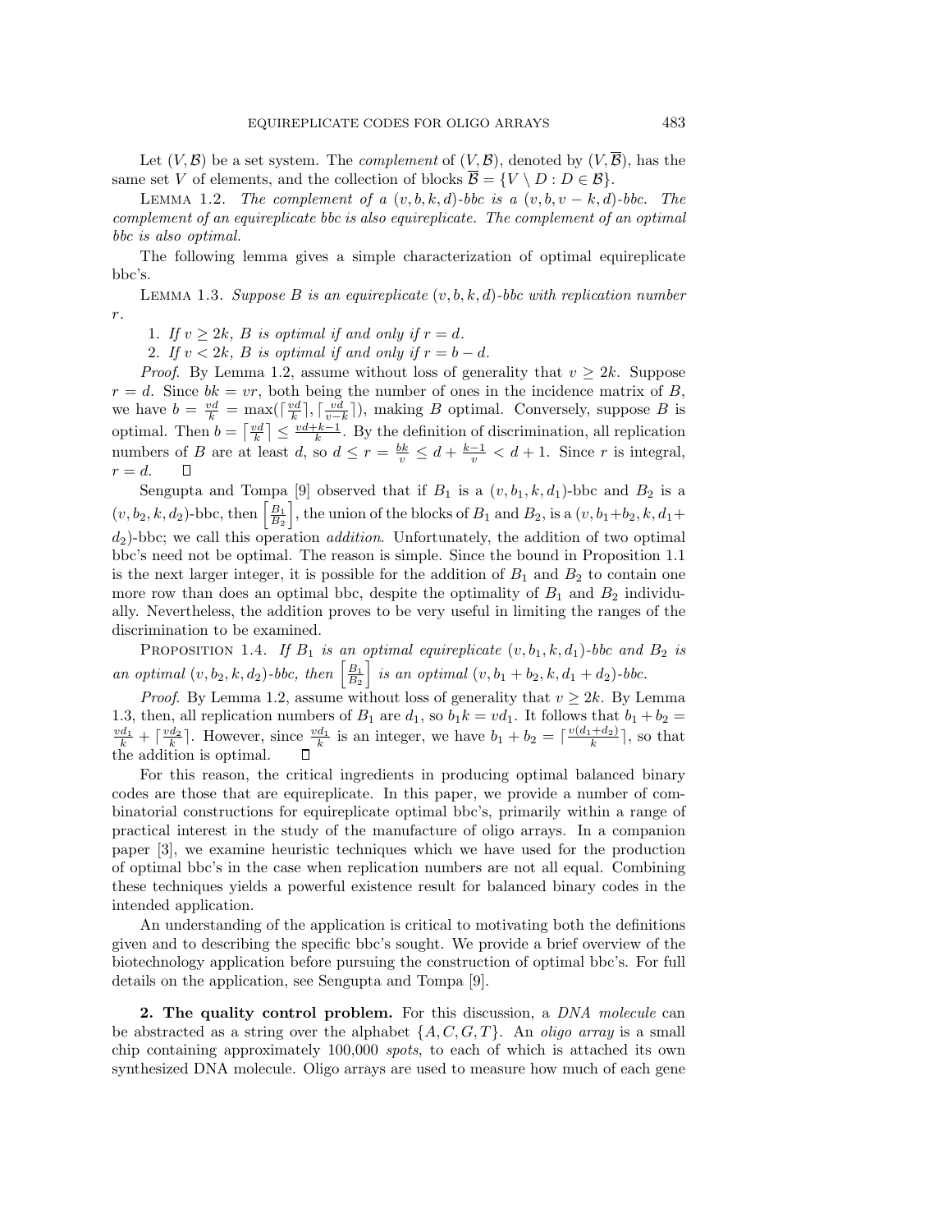Let $(V, \mathcal{B})$ be a set system. The *complement* of $(V, \mathcal{B})$, denoted by $(V, \overline{\mathcal{B}})$, has the same set $V$ of elements, and the collection of blocks $\overline{\mathcal{B}} = \{V \setminus D : D \in \mathcal{B}\}$.

LEMMA 1.2. *The complement of a $(v, b, k, d)$-bbc is a $(v, b, v-k, d)$-bbc. The complement of an equireplicate bbc is also equireplicate. The complement of an optimal bbc is also optimal.*

The following lemma gives a simple characterization of optimal equireplicate bbc's.

LEMMA 1.3. *Suppose $B$ is an equireplicate $(v, b, k, d)$-bbc with replication number $r$.*

1. *If $v \geq 2k$, $B$ is optimal if and only if $r = d$.*
2. *If $v < 2k$, $B$ is optimal if and only if $r = b - d$.*

*Proof.* By Lemma 1.2, assume without loss of generality that $v \geq 2k$. Suppose $r = d$. Since $bk = vr$, both being the number of ones in the incidence matrix of $B$, we have $b = \frac{vd}{k} = \max(\lceil \frac{vd}{k} \rceil, \lceil \frac{vd}{v-k} \rceil)$, making $B$ optimal. Conversely, suppose $B$ is optimal. Then $b = \lceil \frac{vd}{k} \rceil \leq \frac{vd+k-1}{k}$. By the definition of discrimination, all replication numbers of $B$ are at least $d$, so $d \leq r = \frac{bk}{v} \leq d + \frac{k-1}{v} < d+1$. Since $r$ is integral, $r = d$. $\square$

Sengupta and Tompa [9] observed that if $B_1$ is a $(v, b_1, k, d_1)$-bbc and $B_2$ is a $(v, b_2, k, d_2)$-bbc, then $\left[\frac{B_1}{B_2}\right]$, the union of the blocks of $B_1$ and $B_2$, is a $(v, b_1+b_2, k, d_1+d_2)$-bbc; we call this operation *addition*. Unfortunately, the addition of two optimal bbc's need not be optimal. The reason is simple. Since the bound in Proposition 1.1 is the next larger integer, it is possible for the addition of $B_1$ and $B_2$ to contain one more row than does an optimal bbc, despite the optimality of $B_1$ and $B_2$ individually. Nevertheless, the addition proves to be very useful in limiting the ranges of the discrimination to be examined.

PROPOSITION 1.4. *If $B_1$ is an optimal equireplicate $(v, b_1, k, d_1)$-bbc and $B_2$ is an optimal $(v, b_2, k, d_2)$-bbc, then $\left[\frac{B_1}{B_2}\right]$ is an optimal $(v, b_1 + b_2, k, d_1 + d_2)$-bbc.*

*Proof.* By Lemma 1.2, assume without loss of generality that $v \geq 2k$. By Lemma 1.3, then, all replication numbers of $B_1$ are $d_1$, so $b_1 k = v d_1$. It follows that $b_1 + b_2 = \frac{vd_1}{k} + \lceil \frac{vd_2}{k} \rceil$. However, since $\frac{vd_1}{k}$ is an integer, we have $b_1 + b_2 = \lceil \frac{v(d_1+d_2)}{k} \rceil$, so that the addition is optimal. $\square$

For this reason, the critical ingredients in producing optimal balanced binary codes are those that are equireplicate. In this paper, we provide a number of combinatorial constructions for equireplicate optimal bbc's, primarily within a range of practical interest in the study of the manufacture of oligo arrays. In a companion paper [3], we examine heuristic techniques which we have used for the production of optimal bbc's in the case when replication numbers are not all equal. Combining these techniques yields a powerful existence result for balanced binary codes in the intended application.

An understanding of the application is critical to motivating both the definitions given and to describing the specific bbc's sought. We provide a brief overview of the biotechnology application before pursuing the construction of optimal bbc's. For full details on the application, see Sengupta and Tompa [9].

## 2. The quality control problem.

For this discussion, a *DNA molecule* can be abstracted as a string over the alphabet $\{A, C, G, T\}$. An *oligo array* is a small chip containing approximately 100,000 *spots*, to each of which is attached its own synthesized DNA molecule. Oligo arrays are used to measure how much of each gene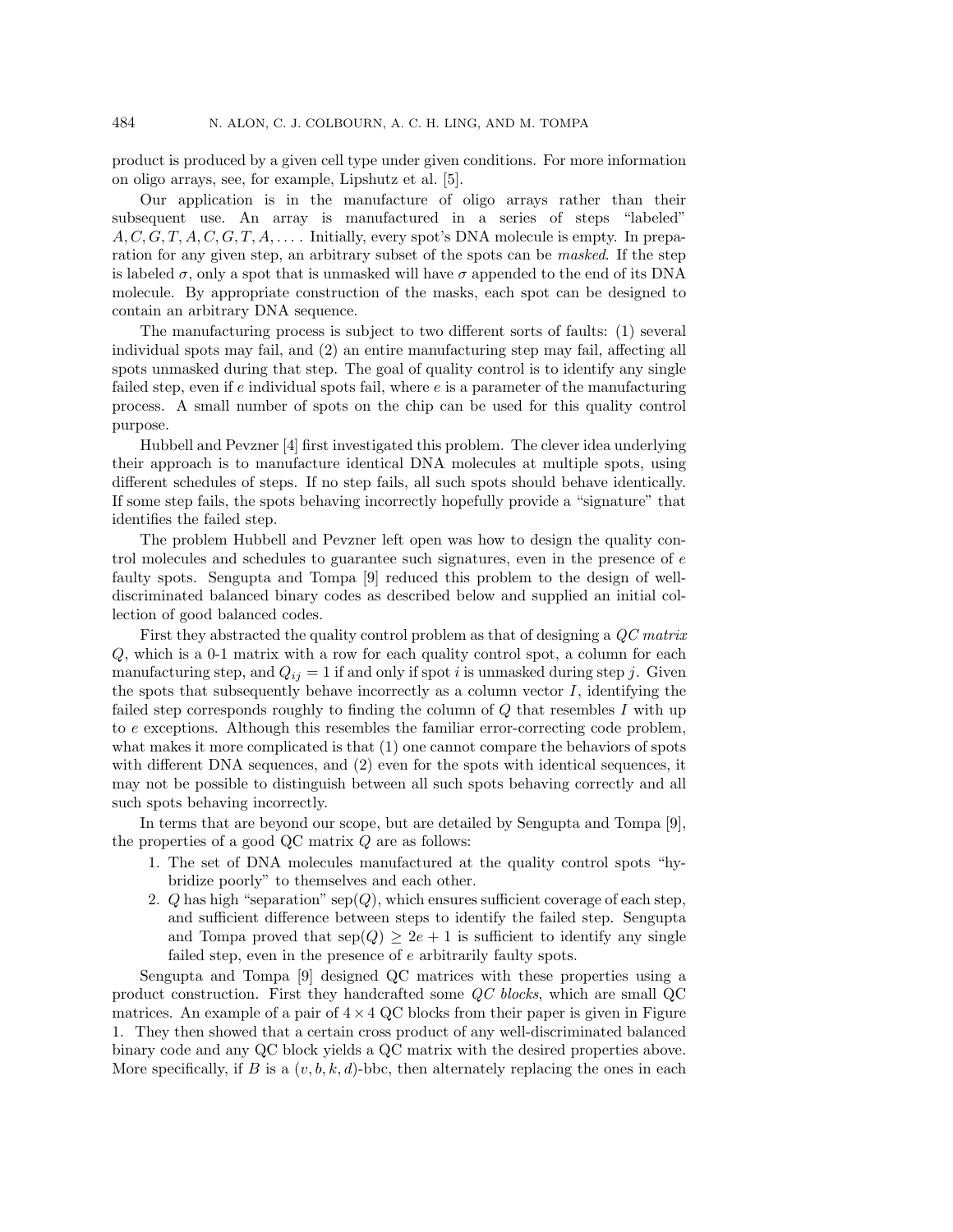product is produced by a given cell type under given conditions. For more information on oligo arrays, see, for example, Lipshutz et al. [5].

Our application is in the manufacture of oligo arrays rather than their subsequent use. An array is manufactured in a series of steps "labeled" $A, C, G, T, A, C, G, T, A, \ldots$. Initially, every spot's DNA molecule is empty. In preparation for any given step, an arbitrary subset of the spots can be *masked*. If the step is labeled $\sigma$, only a spot that is unmasked will have $\sigma$ appended to the end of its DNA molecule. By appropriate construction of the masks, each spot can be designed to contain an arbitrary DNA sequence.

The manufacturing process is subject to two different sorts of faults: (1) several individual spots may fail, and (2) an entire manufacturing step may fail, affecting all spots unmasked during that step. The goal of quality control is to identify any single failed step, even if $e$ individual spots fail, where $e$ is a parameter of the manufacturing process. A small number of spots on the chip can be used for this quality control purpose.

Hubbell and Pevzner [4] first investigated this problem. The clever idea underlying their approach is to manufacture identical DNA molecules at multiple spots, using different schedules of steps. If no step fails, all such spots should behave identically. If some step fails, the spots behaving incorrectly hopefully provide a "signature" that identifies the failed step.

The problem Hubbell and Pevzner left open was how to design the quality control molecules and schedules to guarantee such signatures, even in the presence of $e$ faulty spots. Sengupta and Tompa [9] reduced this problem to the design of well-discriminated balanced binary codes as described below and supplied an initial collection of good balanced codes.

First they abstracted the quality control problem as that of designing a *QC matrix* $Q$, which is a 0-1 matrix with a row for each quality control spot, a column for each manufacturing step, and $Q_{ij} = 1$ if and only if spot $i$ is unmasked during step $j$. Given the spots that subsequently behave incorrectly as a column vector $I$, identifying the failed step corresponds roughly to finding the column of $Q$ that resembles $I$ with up to $e$ exceptions. Although this resembles the familiar error-correcting code problem, what makes it more complicated is that (1) one cannot compare the behaviors of spots with different DNA sequences, and (2) even for the spots with identical sequences, it may not be possible to distinguish between all such spots behaving correctly and all such spots behaving incorrectly.

In terms that are beyond our scope, but are detailed by Sengupta and Tompa [9], the properties of a good QC matrix $Q$ are as follows:

1. The set of DNA molecules manufactured at the quality control spots "hybridize poorly" to themselves and each other.
2. $Q$ has high "separation" $\text{sep}(Q)$, which ensures sufficient coverage of each step, and sufficient difference between steps to identify the failed step. Sengupta and Tompa proved that $\text{sep}(Q) \geq 2e + 1$ is sufficient to identify any single failed step, even in the presence of $e$ arbitrarily faulty spots.

Sengupta and Tompa [9] designed QC matrices with these properties using a product construction. First they handcrafted some *QC blocks*, which are small QC matrices. An example of a pair of $4 \times 4$ QC blocks from their paper is given in Figure 1. They then showed that a certain cross product of any well-discriminated balanced binary code and any QC block yields a QC matrix with the desired properties above. More specifically, if $B$ is a $(v, b, k, d)$-bbc, then alternately replacing the ones in each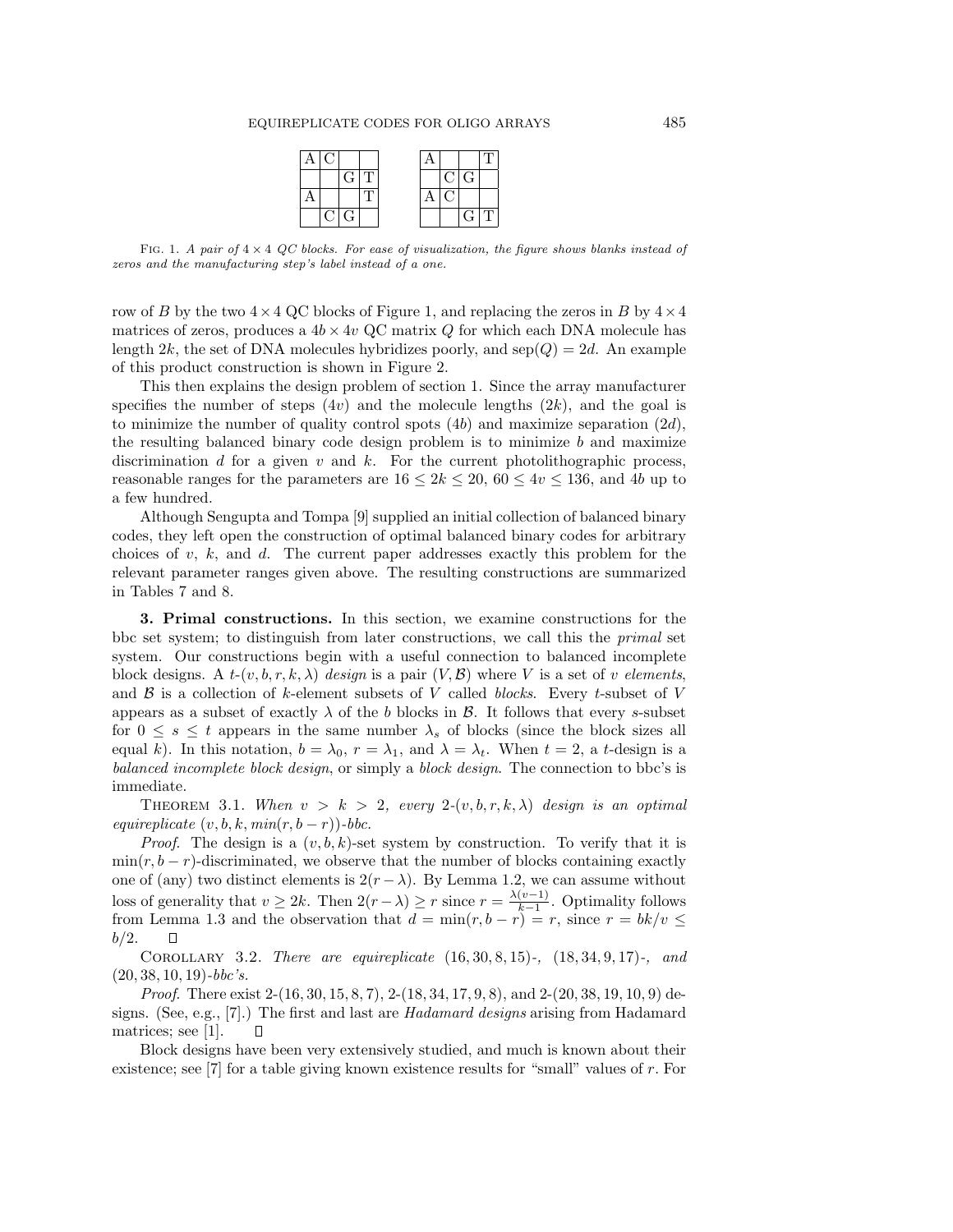| A | C |  |  |
|---|---|---|---|
|  |  | G | T |
| A |  |  | T |
|  | C | G |  |

| A |  |  | T |
|---|---|---|---|
|  | C | G |  |
| A | C |  |  |
|  |  | G | T |

Fig. 1. *A pair of $4 \times 4$ QC blocks. For ease of visualization, the figure shows blanks instead of zeros and the manufacturing step's label instead of a one.*

row of $B$ by the two $4 \times 4$ QC blocks of Figure 1, and replacing the zeros in $B$ by $4 \times 4$ matrices of zeros, produces a $4b \times 4v$ QC matrix $Q$ for which each DNA molecule has length $2k$, the set of DNA molecules hybridizes poorly, and $\text{sep}(Q) = 2d$. An example of this product construction is shown in Figure 2.

This then explains the design problem of section 1. Since the array manufacturer specifies the number of steps ($4v$) and the molecule lengths ($2k$), and the goal is to minimize the number of quality control spots ($4b$) and maximize separation ($2d$), the resulting balanced binary code design problem is to minimize $b$ and maximize discrimination $d$ for a given $v$ and $k$. For the current photolithographic process, reasonable ranges for the parameters are $16 \leq 2k \leq 20$, $60 \leq 4v \leq 136$, and $4b$ up to a few hundred.

Although Sengupta and Tompa [9] supplied an initial collection of balanced binary codes, they left open the construction of optimal balanced binary codes for arbitrary choices of $v$, $k$, and $d$. The current paper addresses exactly this problem for the relevant parameter ranges given above. The resulting constructions are summarized in Tables 7 and 8.

## 3. Primal constructions.

In this section, we examine constructions for the bbc set system; to distinguish from later constructions, we call this the *primal* set system. Our constructions begin with a useful connection to balanced incomplete block designs. A $t$-$(v, b, r, k, \lambda)$ *design* is a pair $(V, \mathcal{B})$ where $V$ is a set of $v$ *elements*, and $\mathcal{B}$ is a collection of $k$-element subsets of $V$ called *blocks*. Every $t$-subset of $V$ appears as a subset of exactly $\lambda$ of the $b$ blocks in $\mathcal{B}$. It follows that every $s$-subset for $0 \leq s \leq t$ appears in the same number $\lambda_s$ of blocks (since the block sizes all equal $k$). In this notation, $b = \lambda_0$, $r = \lambda_1$, and $\lambda = \lambda_t$. When $t = 2$, a $t$-design is a *balanced incomplete block design*, or simply a *block design*. The connection to bbc's is immediate.

Theorem 3.1. *When $v > k > 2$, every 2-$(v, b, r, k, \lambda)$ design is an optimal equireplicate $(v, b, k, min(r, b-r))$-bbc.*

*Proof.* The design is a $(v, b, k)$-set system by construction. To verify that it is $\min(r, b-r)$-discriminated, we observe that the number of blocks containing exactly one of (any) two distinct elements is $2(r - \lambda)$. By Lemma 1.2, we can assume without loss of generality that $v \geq 2k$. Then $2(r - \lambda) \geq r$ since $r = \frac{\lambda(v-1)}{k-1}$. Optimality follows from Lemma 1.3 and the observation that $d = \min(r, b-r) = r$, since $r = bk/v \leq b/2$. □

Corollary 3.2. *There are equireplicate* $(16, 30, 8, 15)$-*,* $(18, 34, 9, 17)$-*, and* $(20, 38, 10, 19)$-*bbc's.*

*Proof.* There exist 2-$(16, 30, 15, 8, 7)$, 2-$(18, 34, 17, 9, 8)$, and 2-$(20, 38, 19, 10, 9)$ designs. (See, e.g., [7].) The first and last are *Hadamard designs* arising from Hadamard matrices; see [1]. □

Block designs have been very extensively studied, and much is known about their existence; see [7] for a table giving known existence results for "small" values of $r$. For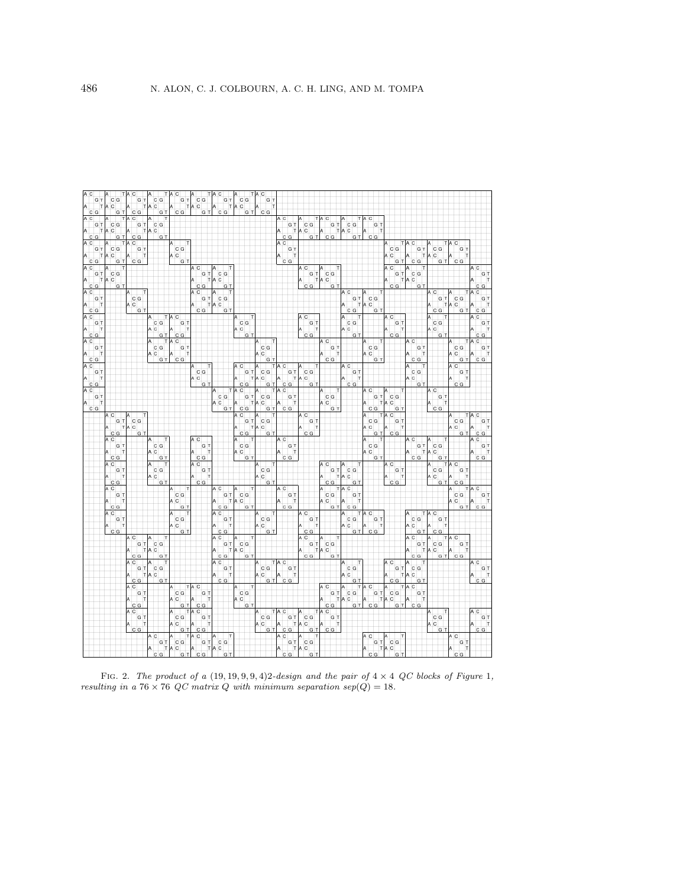FIG. 2. *The product of a* $(19, 19, 9, 9, 4)2$*-design and the pair of* $4 \times 4$ *QC blocks of Figure* 1*, resulting in a* $76 \times 76$ *QC matrix* $Q$ *with minimum separation* $sep(Q) = 18$.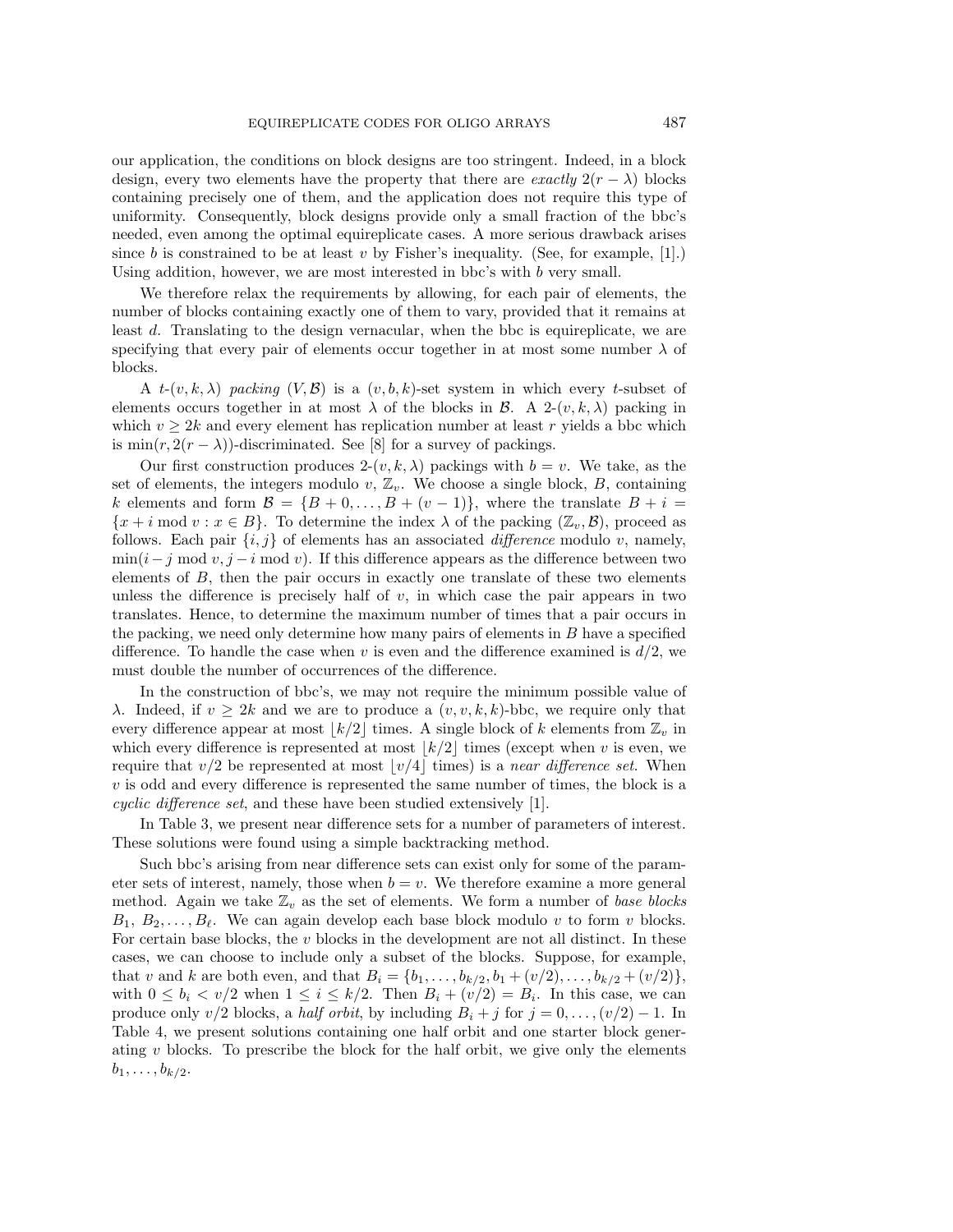our application, the conditions on block designs are too stringent. Indeed, in a block design, every two elements have the property that there are *exactly* $2(r-\lambda)$ blocks containing precisely one of them, and the application does not require this type of uniformity. Consequently, block designs provide only a small fraction of the bbc's needed, even among the optimal equireplicate cases. A more serious drawback arises since $b$ is constrained to be at least $v$ by Fisher's inequality. (See, for example, [1].) Using addition, however, we are most interested in bbc's with $b$ very small.

We therefore relax the requirements by allowing, for each pair of elements, the number of blocks containing exactly one of them to vary, provided that it remains at least $d$. Translating to the design vernacular, when the bbc is equireplicate, we are specifying that every pair of elements occur together in at most some number $\lambda$ of blocks.

A $t$-$(v,k,\lambda)$ *packing* $(V,\mathcal{B})$ is a $(v,b,k)$-set system in which every $t$-subset of elements occurs together in at most $\lambda$ of the blocks in $\mathcal{B}$. A 2-$(v,k,\lambda)$ packing in which $v \geq 2k$ and every element has replication number at least $r$ yields a bbc which is $\min(r, 2(r-\lambda))$-discriminated. See [8] for a survey of packings.

Our first construction produces 2-$(v,k,\lambda)$ packings with $b=v$. We take, as the set of elements, the integers modulo $v$, $\mathbb{Z}_v$. We choose a single block, $B$, containing $k$ elements and form $\mathcal{B} = \{B+0, \dots, B+(v-1)\}$, where the translate $B+i = \{x+i \bmod v : x \in B\}$. To determine the index $\lambda$ of the packing $(\mathbb{Z}_v, \mathcal{B})$, proceed as follows. Each pair $\{i,j\}$ of elements has an associated *difference* modulo $v$, namely, $\min(i-j \bmod v, j-i \bmod v)$. If this difference appears as the difference between two elements of $B$, then the pair occurs in exactly one translate of these two elements unless the difference is precisely half of $v$, in which case the pair appears in two translates. Hence, to determine the maximum number of times that a pair occurs in the packing, we need only determine how many pairs of elements in $B$ have a specified difference. To handle the case when $v$ is even and the difference examined is $d/2$, we must double the number of occurrences of the difference.

In the construction of bbc's, we may not require the minimum possible value of $\lambda$. Indeed, if $v \geq 2k$ and we are to produce a $(v,v,k,k)$-bbc, we require only that every difference appear at most $\lfloor k/2 \rfloor$ times. A single block of $k$ elements from $\mathbb{Z}_v$ in which every difference is represented at most $\lfloor k/2 \rfloor$ times (except when $v$ is even, we require that $v/2$ be represented at most $\lfloor v/4 \rfloor$ times) is a *near difference set*. When $v$ is odd and every difference is represented the same number of times, the block is a *cyclic difference set*, and these have been studied extensively [1].

In Table 3, we present near difference sets for a number of parameters of interest. These solutions were found using a simple backtracking method.

Such bbc's arising from near difference sets can exist only for some of the parameter sets of interest, namely, those when $b=v$. We therefore examine a more general method. Again we take $\mathbb{Z}_v$ as the set of elements. We form a number of *base blocks* $B_1, B_2, \dots, B_\ell$. We can again develop each base block modulo $v$ to form $v$ blocks. For certain base blocks, the $v$ blocks in the development are not all distinct. In these cases, we can choose to include only a subset of the blocks. Suppose, for example, that $v$ and $k$ are both even, and that $B_i = \{b_1, \dots, b_{k/2}, b_1 + (v/2), \dots, b_{k/2} + (v/2)\}$, with $0 \leq b_i < v/2$ when $1 \leq i \leq k/2$. Then $B_i + (v/2) = B_i$. In this case, we can produce only $v/2$ blocks, a *half orbit*, by including $B_i + j$ for $j = 0, \dots, (v/2)-1$. In Table 4, we present solutions containing one half orbit and one starter block generating $v$ blocks. To prescribe the block for the half orbit, we give only the elements $b_1, \dots, b_{k/2}$.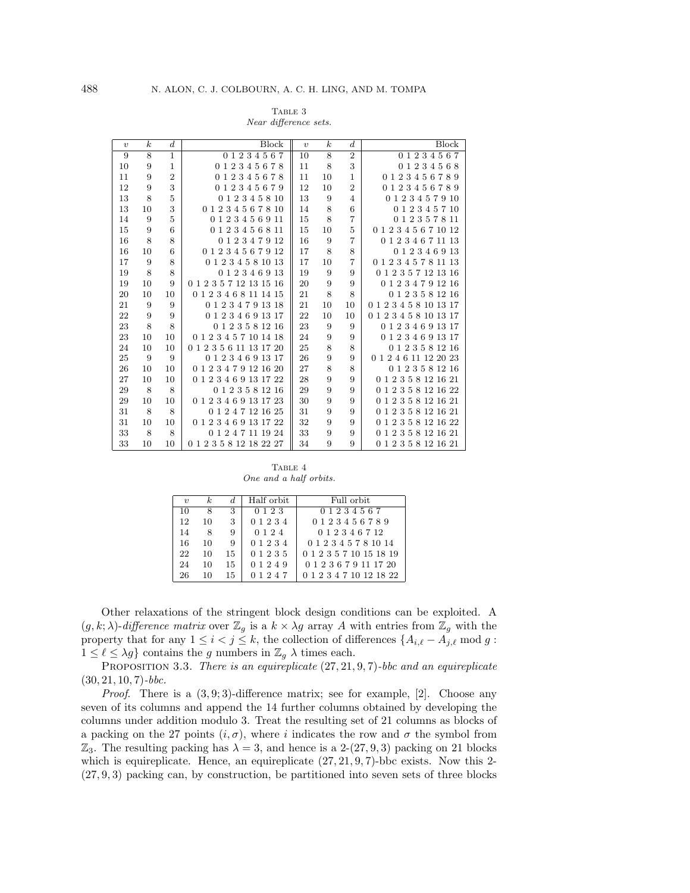Table 3
*Near difference sets.*

| $v$ | $k$ | $d$ | Block | $v$ | $k$ | $d$ | Block |
|---|---|---|---|---|---|---|---|
| 9 | 8 | 1 | 0 1 2 3 4 5 6 7 | 10 | 8 | 2 | 0 1 2 3 4 5 6 7 |
| 10 | 9 | 1 | 0 1 2 3 4 5 6 7 8 | 11 | 8 | 3 | 0 1 2 3 4 5 6 8 |
| 11 | 9 | 2 | 0 1 2 3 4 5 6 7 8 | 11 | 10 | 1 | 0 1 2 3 4 5 6 7 8 9 |
| 12 | 9 | 3 | 0 1 2 3 4 5 6 7 9 | 12 | 10 | 2 | 0 1 2 3 4 5 6 7 8 9 |
| 13 | 8 | 5 | 0 1 2 3 4 5 8 10 | 13 | 9 | 4 | 0 1 2 3 4 5 7 9 10 |
| 13 | 10 | 3 | 0 1 2 3 4 5 6 7 8 10 | 14 | 8 | 6 | 0 1 2 3 4 5 7 10 |
| 14 | 9 | 5 | 0 1 2 3 4 5 6 9 11 | 15 | 8 | 7 | 0 1 2 3 5 7 8 11 |
| 15 | 9 | 6 | 0 1 2 3 4 5 6 8 11 | 15 | 10 | 5 | 0 1 2 3 4 5 6 7 10 12 |
| 16 | 8 | 8 | 0 1 2 3 4 7 9 12 | 16 | 9 | 7 | 0 1 2 3 4 6 7 11 13 |
| 16 | 10 | 6 | 0 1 2 3 4 5 6 7 9 12 | 17 | 8 | 8 | 0 1 2 3 4 6 9 13 |
| 17 | 9 | 8 | 0 1 2 3 4 5 8 10 13 | 17 | 10 | 7 | 0 1 2 3 4 5 7 8 11 13 |
| 19 | 8 | 8 | 0 1 2 3 4 6 9 13 | 19 | 9 | 9 | 0 1 2 3 5 7 12 13 16 |
| 19 | 10 | 9 | 0 1 2 3 5 7 12 13 15 16 | 20 | 9 | 9 | 0 1 2 3 4 7 9 12 16 |
| 20 | 10 | 10 | 0 1 2 3 4 6 8 11 14 15 | 21 | 8 | 8 | 0 1 2 3 5 8 12 16 |
| 21 | 9 | 9 | 0 1 2 3 4 7 9 13 18 | 21 | 10 | 10 | 0 1 2 3 4 5 8 10 13 17 |
| 22 | 9 | 9 | 0 1 2 3 4 6 9 13 17 | 22 | 10 | 10 | 0 1 2 3 4 5 8 10 13 17 |
| 23 | 8 | 8 | 0 1 2 3 5 8 12 16 | 23 | 9 | 9 | 0 1 2 3 4 6 9 13 17 |
| 23 | 10 | 10 | 0 1 2 3 4 5 7 10 14 18 | 24 | 9 | 9 | 0 1 2 3 4 6 9 13 17 |
| 24 | 10 | 10 | 0 1 2 3 5 6 11 13 17 20 | 25 | 8 | 8 | 0 1 2 3 5 8 12 16 |
| 25 | 9 | 9 | 0 1 2 3 4 6 9 13 17 | 26 | 9 | 9 | 0 1 2 4 6 11 12 20 23 |
| 26 | 10 | 10 | 0 1 2 3 4 7 9 12 16 20 | 27 | 8 | 8 | 0 1 2 3 5 8 12 16 |
| 27 | 10 | 10 | 0 1 2 3 4 6 9 13 17 22 | 28 | 9 | 9 | 0 1 2 3 5 8 12 16 21 |
| 29 | 8 | 8 | 0 1 2 3 5 8 12 16 | 29 | 9 | 9 | 0 1 2 3 5 8 12 16 22 |
| 29 | 10 | 10 | 0 1 2 3 4 6 9 13 17 23 | 30 | 9 | 9 | 0 1 2 3 5 8 12 16 21 |
| 31 | 8 | 8 | 0 1 2 4 7 12 16 25 | 31 | 9 | 9 | 0 1 2 3 5 8 12 16 21 |
| 31 | 10 | 10 | 0 1 2 3 4 6 9 13 17 22 | 32 | 9 | 9 | 0 1 2 3 5 8 12 16 22 |
| 33 | 8 | 8 | 0 1 2 4 7 11 19 24 | 33 | 9 | 9 | 0 1 2 3 5 8 12 16 21 |
| 33 | 10 | 10 | 0 1 2 3 5 8 12 18 22 27 | 34 | 9 | 9 | 0 1 2 3 5 8 12 16 21 |

Table 4
*One and a half orbits.*

| $v$ | $k$ | $d$ | Half orbit | Full orbit |
|---|---|---|---|---|
| 10 | 8 | 3 | 0 1 2 3 | 0 1 2 3 4 5 6 7 |
| 12 | 10 | 3 | 0 1 2 3 4 | 0 1 2 3 4 5 6 7 8 9 |
| 14 | 8 | 9 | 0 1 2 4 | 0 1 2 3 4 6 7 12 |
| 16 | 10 | 9 | 0 1 2 3 4 | 0 1 2 3 4 5 7 8 10 14 |
| 22 | 10 | 15 | 0 1 2 3 5 | 0 1 2 3 5 7 10 15 18 19 |
| 24 | 10 | 15 | 0 1 2 4 9 | 0 1 2 3 6 7 9 11 17 20 |
| 26 | 10 | 15 | 0 1 2 4 7 | 0 1 2 3 4 7 10 12 18 22 |

Other relaxations of the stringent block design conditions can be exploited. A $(g, k; \lambda)$-*difference matrix* over $\mathbb{Z}_g$ is a $k \times \lambda g$ array $A$ with entries from $\mathbb{Z}_g$ with the property that for any $1 \le i < j \le k$, the collection of differences $\{A_{i,\ell} - A_{j,\ell} \bmod g : 1 \le \ell \le \lambda g\}$ contains the $g$ numbers in $\mathbb{Z}_g$ $\lambda$ times each.

Proposition 3.3. *There is an equireplicate $(27, 21, 9, 7)$-bbc and an equireplicate $(30, 21, 10, 7)$-bbc.*

*Proof.* There is a $(3, 9; 3)$-difference matrix; see for example, [2]. Choose any seven of its columns and append the 14 further columns obtained by developing the columns under addition modulo 3. Treat the resulting set of 21 columns as blocks of a packing on the 27 points $(i, \sigma)$, where $i$ indicates the row and $\sigma$ the symbol from $\mathbb{Z}_3$. The resulting packing has $\lambda = 3$, and hence is a 2-$(27, 9, 3)$ packing on 21 blocks which is equireplicate. Hence, an equireplicate $(27, 21, 9, 7)$-bbc exists. Now this 2-$(27, 9, 3)$ packing can, by construction, be partitioned into seven sets of three blocks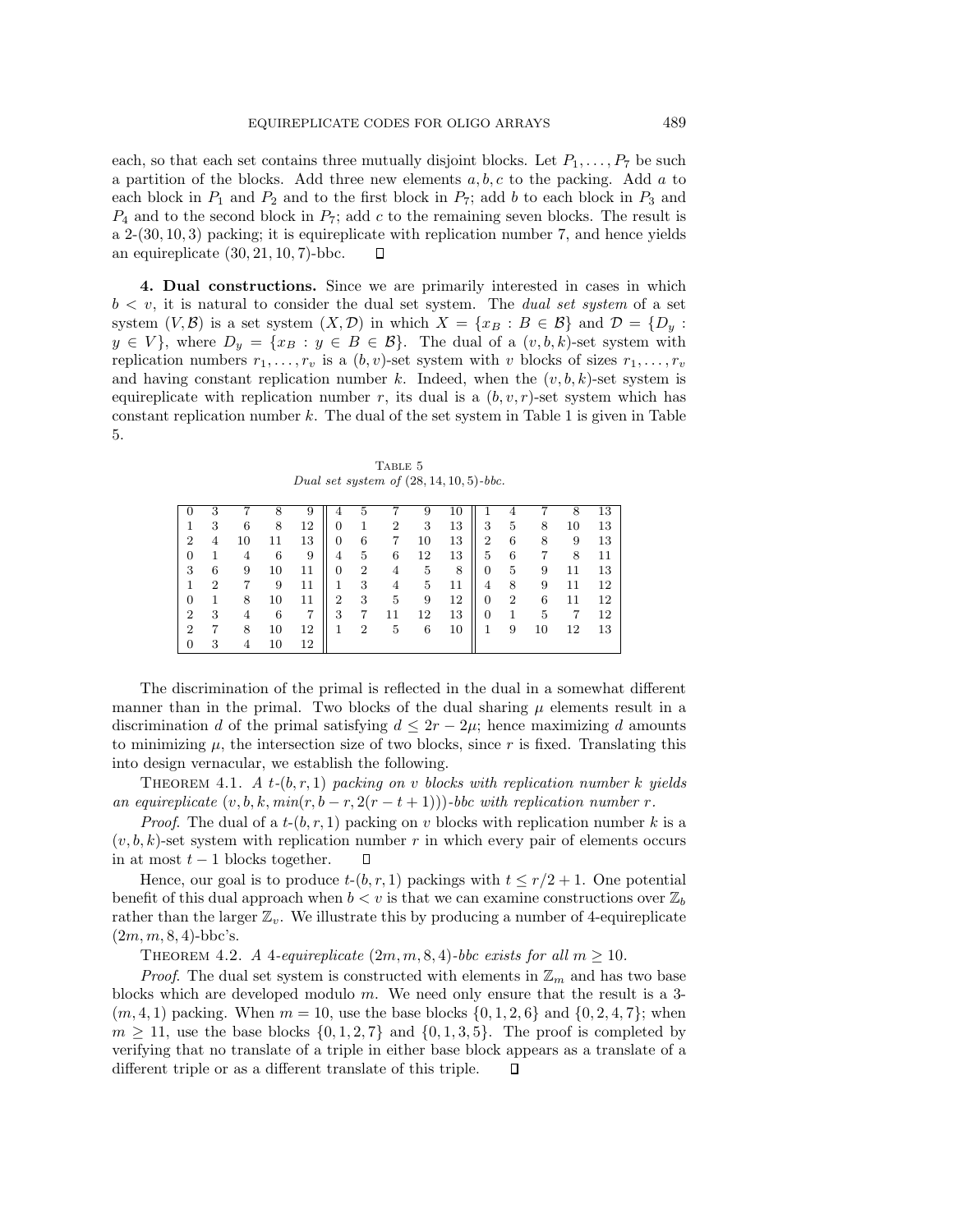each, so that each set contains three mutually disjoint blocks. Let $P_1, \ldots, P_7$ be such a partition of the blocks. Add three new elements $a, b, c$ to the packing. Add $a$ to each block in $P_1$ and $P_2$ and to the first block in $P_7$; add $b$ to each block in $P_3$ and $P_4$ and to the second block in $P_7$; add $c$ to the remaining seven blocks. The result is a 2-$(30, 10, 3)$ packing; it is equireplicate with replication number 7, and hence yields an equireplicate $(30, 21, 10, 7)$-bbc. $\square$

**4. Dual constructions.** Since we are primarily interested in cases in which $b < v$, it is natural to consider the dual set system. The *dual set system* of a set system $(V, \mathcal{B})$ is a set system $(X, \mathcal{D})$ in which $X = \{x_B : B \in \mathcal{B}\}$ and $\mathcal{D} = \{D_y : y \in V\}$, where $D_y = \{x_B : y \in B \in \mathcal{B}\}$. The dual of a $(v, b, k)$-set system with replication numbers $r_1, \ldots, r_v$ is a $(b, v)$-set system with $v$ blocks of sizes $r_1, \ldots, r_v$ and having constant replication number $k$. Indeed, when the $(v, b, k)$-set system is equireplicate with replication number $r$, its dual is a $(b, v, r)$-set system which has constant replication number $k$. The dual of the set system in Table 1 is given in Table 5.

Table 5
*Dual set system of* $(28, 14, 10, 5)$*-bbc.*

| | | | | | | | | | | | | | | |
|---|---|---|---|---|---|---|---|---|---|---|---|---|---|---|
| 0 | 3 | 7 | 8 | 9 | 4 | 5 | 7 | 9 | 10 | 1 | 4 | 7 | 8 | 13 |
| 1 | 3 | 6 | 8 | 12 | 0 | 1 | 2 | 3 | 13 | 3 | 5 | 8 | 10 | 13 |
| 2 | 4 | 10 | 11 | 13 | 0 | 6 | 7 | 10 | 13 | 2 | 6 | 8 | 9 | 13 |
| 0 | 1 | 4 | 6 | 9 | 4 | 5 | 6 | 12 | 13 | 5 | 6 | 7 | 8 | 11 |
| 3 | 6 | 9 | 10 | 11 | 0 | 2 | 4 | 5 | 8 | 0 | 5 | 9 | 11 | 13 |
| 1 | 2 | 7 | 9 | 11 | 1 | 3 | 4 | 5 | 11 | 4 | 8 | 9 | 11 | 12 |
| 0 | 1 | 8 | 10 | 11 | 2 | 3 | 5 | 9 | 12 | 0 | 2 | 6 | 11 | 12 |
| 2 | 3 | 4 | 6 | 7 | 3 | 7 | 11 | 12 | 13 | 0 | 1 | 5 | 7 | 12 |
| 2 | 7 | 8 | 10 | 12 | 1 | 2 | 5 | 6 | 10 | 1 | 9 | 10 | 12 | 13 |
| 0 | 3 | 4 | 10 | 12 | | | | | | | | | | |

The discrimination of the primal is reflected in the dual in a somewhat different manner than in the primal. Two blocks of the dual sharing $\mu$ elements result in a discrimination $d$ of the primal satisfying $d \leq 2r - 2\mu$; hence maximizing $d$ amounts to minimizing $\mu$, the intersection size of two blocks, since $r$ is fixed. Translating this into design vernacular, we establish the following.

Theorem 4.1. *A* $t$-$(b, r, 1)$ *packing on* $v$ *blocks with replication number* $k$ *yields an equireplicate* $(v, b, k, min(r, b - r, 2(r - t + 1)))$*-bbc with replication number* $r$.

*Proof.* The dual of a $t$-$(b, r, 1)$ packing on $v$ blocks with replication number $k$ is a $(v, b, k)$-set system with replication number $r$ in which every pair of elements occurs in at most $t - 1$ blocks together. $\square$

Hence, our goal is to produce $t$-$(b, r, 1)$ packings with $t \leq r/2 + 1$. One potential benefit of this dual approach when $b < v$ is that we can examine constructions over $\mathbb{Z}_b$ rather than the larger $\mathbb{Z}_v$. We illustrate this by producing a number of 4-equireplicate $(2m, m, 8, 4)$-bbc's.

Theorem 4.2. *A* 4*-equireplicate* $(2m, m, 8, 4)$*-bbc exists for all* $m \geq 10$.

*Proof.* The dual set system is constructed with elements in $\mathbb{Z}_m$ and has two base blocks which are developed modulo $m$. We need only ensure that the result is a 3-$(m, 4, 1)$ packing. When $m = 10$, use the base blocks $\{0, 1, 2, 6\}$ and $\{0, 2, 4, 7\}$; when $m \geq 11$, use the base blocks $\{0, 1, 2, 7\}$ and $\{0, 1, 3, 5\}$. The proof is completed by verifying that no translate of a triple in either base block appears as a translate of a different triple or as a different translate of this triple. $\square$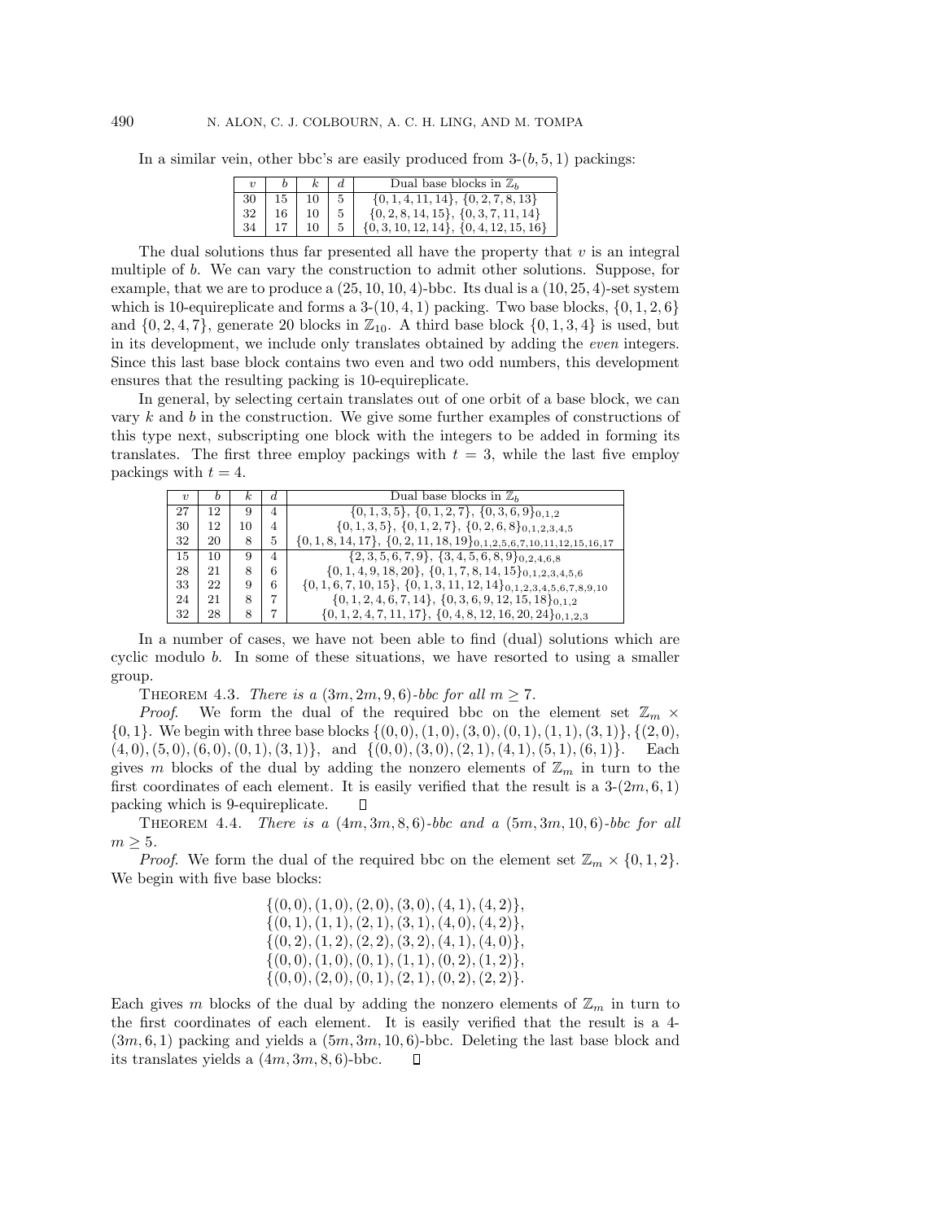In a similar vein, other bbc's are easily produced from 3-$(b, 5, 1)$ packings:

| $v$ | $b$ | $k$ | $d$ | Dual base blocks in $\mathbb{Z}_b$ |
|---|---|---|---|---|
| 30 | 15 | 10 | 5 | $\{0,1,4,11,14\}$, $\{0,2,7,8,13\}$ |
| 32 | 16 | 10 | 5 | $\{0,2,8,14,15\}$, $\{0,3,7,11,14\}$ |
| 34 | 17 | 10 | 5 | $\{0,3,10,12,14\}$, $\{0,4,12,15,16\}$ |

The dual solutions thus far presented all have the property that $v$ is an integral multiple of $b$. We can vary the construction to admit other solutions. Suppose, for example, that we are to produce a $(25, 10, 10, 4)$-bbc. Its dual is a $(10, 25, 4)$-set system which is 10-equireplicate and forms a 3-$(10, 4, 1)$ packing. Two base blocks, $\{0, 1, 2, 6\}$ and $\{0, 2, 4, 7\}$, generate 20 blocks in $\mathbb{Z}_{10}$. A third base block $\{0, 1, 3, 4\}$ is used, but in its development, we include only translates obtained by adding the *even* integers. Since this last base block contains two even and two odd numbers, this development ensures that the resulting packing is 10-equireplicate.

In general, by selecting certain translates out of one orbit of a base block, we can vary $k$ and $b$ in the construction. We give some further examples of constructions of this type next, subscripting one block with the integers to be added in forming its translates. The first three employ packings with $t = 3$, while the last five employ packings with $t = 4$.

| $v$ | $b$ | $k$ | $d$ | Dual base blocks in $\mathbb{Z}_b$ |
|---|---|---|---|---|
| 27 | 12 | 9 | 4 | $\{0,1,3,5\}$, $\{0,1,2,7\}$, $\{0,3,6,9\}_{0,1,2}$ |
| 30 | 12 | 10 | 4 | $\{0,1,3,5\}$, $\{0,1,2,7\}$, $\{0,2,6,8\}_{0,1,2,3,4,5}$ |
| 32 | 20 | 8 | 5 | $\{0,1,8,14,17\}$, $\{0,2,11,18,19\}_{0,1,2,5,6,7,10,11,12,15,16,17}$ |
| 15 | 10 | 9 | 4 | $\{2,3,5,6,7,9\}$, $\{3,4,5,6,8,9\}_{0,2,4,6,8}$ |
| 28 | 21 | 8 | 6 | $\{0,1,4,9,18,20\}$, $\{0,1,7,8,14,15\}_{0,1,2,3,4,5,6}$ |
| 33 | 22 | 9 | 6 | $\{0,1,6,7,10,15\}$, $\{0,1,3,11,12,14\}_{0,1,2,3,4,5,6,7,8,9,10}$ |
| 24 | 21 | 8 | 7 | $\{0,1,2,4,6,7,14\}$, $\{0,3,6,9,12,15,18\}_{0,1,2}$ |
| 32 | 28 | 8 | 7 | $\{0,1,2,4,7,11,17\}$, $\{0,4,8,12,16,20,24\}_{0,1,2,3}$ |

In a number of cases, we have not been able to find (dual) solutions which are cyclic modulo $b$. In some of these situations, we have resorted to using a smaller group.

THEOREM 4.3. *There is a $(3m, 2m, 9, 6)$-bbc for all $m \geq 7$.*

*Proof.* We form the dual of the required bbc on the element set $\mathbb{Z}_m \times \{0, 1\}$. We begin with three base blocks $\{(0,0),(1,0),(3,0),(0,1),(1,1),(3,1)\}$, $\{(2,0),(4,0),(5,0),(6,0),(0,1),(3,1)\}$, and $\{(0,0),(3,0),(2,1),(4,1),(5,1),(6,1)\}$. Each gives $m$ blocks of the dual by adding the nonzero elements of $\mathbb{Z}_m$ in turn to the first coordinates of each element. It is easily verified that the result is a 3-$(2m, 6, 1)$ packing which is 9-equireplicate. $\square$

THEOREM 4.4. *There is a $(4m, 3m, 8, 6)$-bbc and a $(5m, 3m, 10, 6)$-bbc for all $m \geq 5$.*

*Proof.* We form the dual of the required bbc on the element set $\mathbb{Z}_m \times \{0, 1, 2\}$. We begin with five base blocks:

$$\{(0,0),(1,0),(2,0),(3,0),(4,1),(4,2)\},$$
$$\{(0,1),(1,1),(2,1),(3,1),(4,0),(4,2)\},$$
$$\{(0,2),(1,2),(2,2),(3,2),(4,1),(4,0)\},$$
$$\{(0,0),(1,0),(0,1),(1,1),(0,2),(1,2)\},$$
$$\{(0,0),(2,0),(0,1),(2,1),(0,2),(2,2)\}.$$

Each gives $m$ blocks of the dual by adding the nonzero elements of $\mathbb{Z}_m$ in turn to the first coordinates of each element. It is easily verified that the result is a 4-$(3m, 6, 1)$ packing and yields a $(5m, 3m, 10, 6)$-bbc. Deleting the last base block and its translates yields a $(4m, 3m, 8, 6)$-bbc. $\square$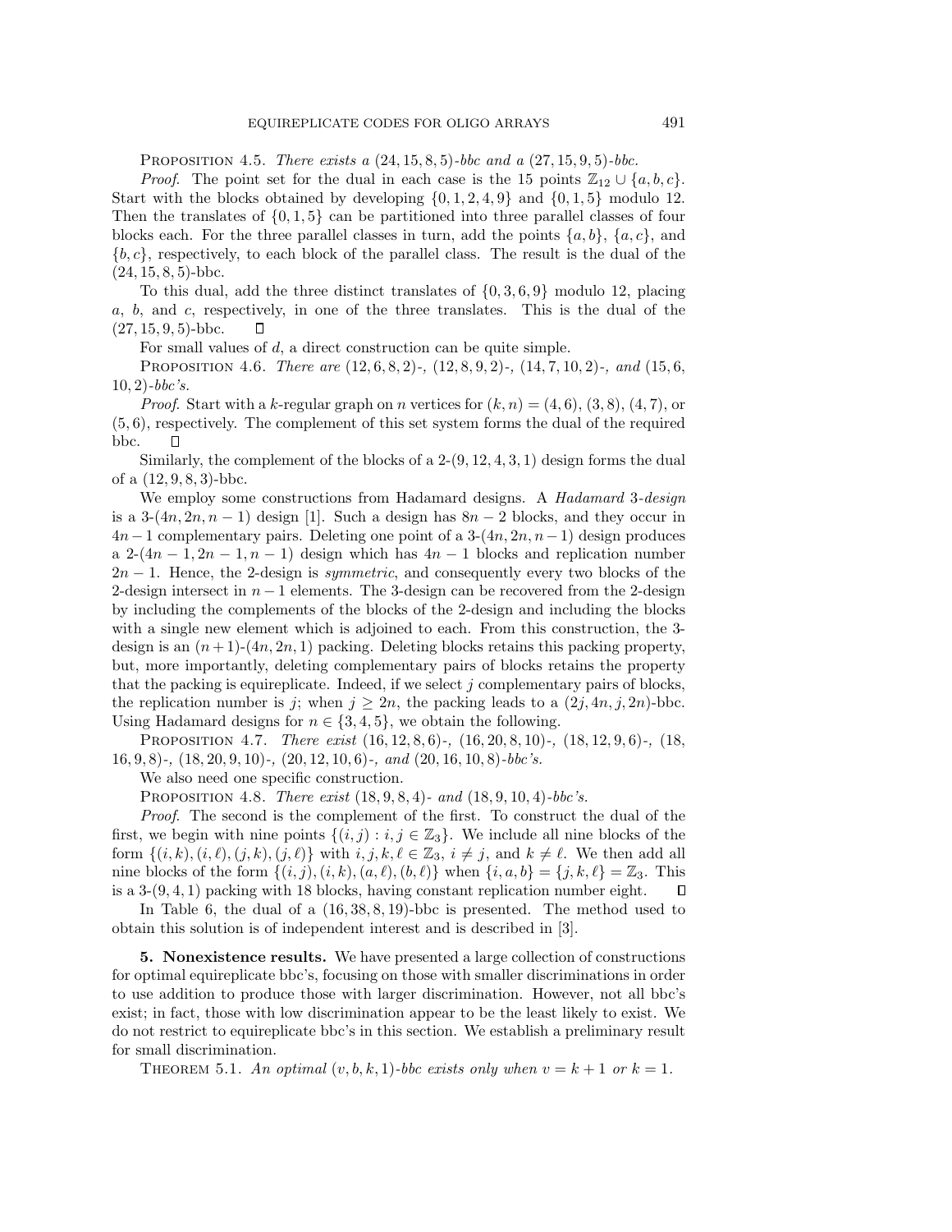Proposition 4.5. *There exists a* $(24, 15, 8, 5)$*-bbc and a* $(27, 15, 9, 5)$*-bbc.*

*Proof*. The point set for the dual in each case is the 15 points $\mathbb{Z}_{12} \cup \{a, b, c\}$. Start with the blocks obtained by developing $\{0, 1, 2, 4, 9\}$ and $\{0, 1, 5\}$ modulo 12. Then the translates of $\{0, 1, 5\}$ can be partitioned into three parallel classes of four blocks each. For the three parallel classes in turn, add the points $\{a, b\}$, $\{a, c\}$, and $\{b, c\}$, respectively, to each block of the parallel class. The result is the dual of the $(24, 15, 8, 5)$-bbc.

To this dual, add the three distinct translates of $\{0, 3, 6, 9\}$ modulo 12, placing $a$, $b$, and $c$, respectively, in one of the three translates. This is the dual of the $(27, 15, 9, 5)$-bbc. □

For small values of $d$, a direct construction can be quite simple.

Proposition 4.6. *There are* $(12, 6, 8, 2)$*-,* $(12, 8, 9, 2)$*-,* $(14, 7, 10, 2)$*-, and* $(15, 6, 10, 2)$*-bbc's.*

*Proof*. Start with a $k$-regular graph on $n$ vertices for $(k, n) = (4, 6)$, $(3, 8)$, $(4, 7)$, or $(5, 6)$, respectively. The complement of this set system forms the dual of the required bbc. □

Similarly, the complement of the blocks of a 2-$(9, 12, 4, 3, 1)$ design forms the dual of a $(12, 9, 8, 3)$-bbc.

We employ some constructions from Hadamard designs. A *Hadamard* 3*-design* is a 3-$(4n, 2n, n - 1)$ design [1]. Such a design has $8n - 2$ blocks, and they occur in $4n - 1$ complementary pairs. Deleting one point of a 3-$(4n, 2n, n - 1)$ design produces a 2-$(4n - 1, 2n - 1, n - 1)$ design which has $4n - 1$ blocks and replication number $2n - 1$. Hence, the 2-design is *symmetric*, and consequently every two blocks of the 2-design intersect in $n - 1$ elements. The 3-design can be recovered from the 2-design by including the complements of the blocks of the 2-design and including the blocks with a single new element which is adjoined to each. From this construction, the 3-design is an $(n+1)$-$(4n, 2n, 1)$ packing. Deleting blocks retains this packing property, but, more importantly, deleting complementary pairs of blocks retains the property that the packing is equireplicate. Indeed, if we select $j$ complementary pairs of blocks, the replication number is $j$; when $j \geq 2n$, the packing leads to a $(2j, 4n, j, 2n)$-bbc. Using Hadamard designs for $n \in \{3, 4, 5\}$, we obtain the following.

Proposition 4.7. *There exist* $(16, 12, 8, 6)$*-,* $(16, 20, 8, 10)$*-,* $(18, 12, 9, 6)$*-,* $(18, 16, 9, 8)$*-,* $(18, 20, 9, 10)$*-,* $(20, 12, 10, 6)$*-, and* $(20, 16, 10, 8)$*-bbc's.*

We also need one specific construction.

Proposition 4.8. *There exist* $(18, 9, 8, 4)$*- and* $(18, 9, 10, 4)$*-bbc's.*

*Proof*. The second is the complement of the first. To construct the dual of the first, we begin with nine points $\{(i, j) : i, j \in \mathbb{Z}_3\}$. We include all nine blocks of the form $\{(i, k), (i, \ell), (j, k), (j, \ell)\}$ with $i, j, k, \ell \in \mathbb{Z}_3$, $i \neq j$, and $k \neq \ell$. We then add all nine blocks of the form $\{(i, j), (i, k), (a, \ell), (b, \ell)\}$ when $\{i, a, b\} = \{j, k, \ell\} = \mathbb{Z}_3$. This is a 3-$(9, 4, 1)$ packing with 18 blocks, having constant replication number eight. □

In Table 6, the dual of a $(16, 38, 8, 19)$-bbc is presented. The method used to obtain this solution is of independent interest and is described in [3].

**5. Nonexistence results.** We have presented a large collection of constructions for optimal equireplicate bbc's, focusing on those with smaller discriminations in order to use addition to produce those with larger discrimination. However, not all bbc's exist; in fact, those with low discrimination appear to be the least likely to exist. We do not restrict to equireplicate bbc's in this section. We establish a preliminary result for small discrimination.

Theorem 5.1. *An optimal* $(v, b, k, 1)$*-bbc exists only when* $v = k + 1$ *or* $k = 1$*.*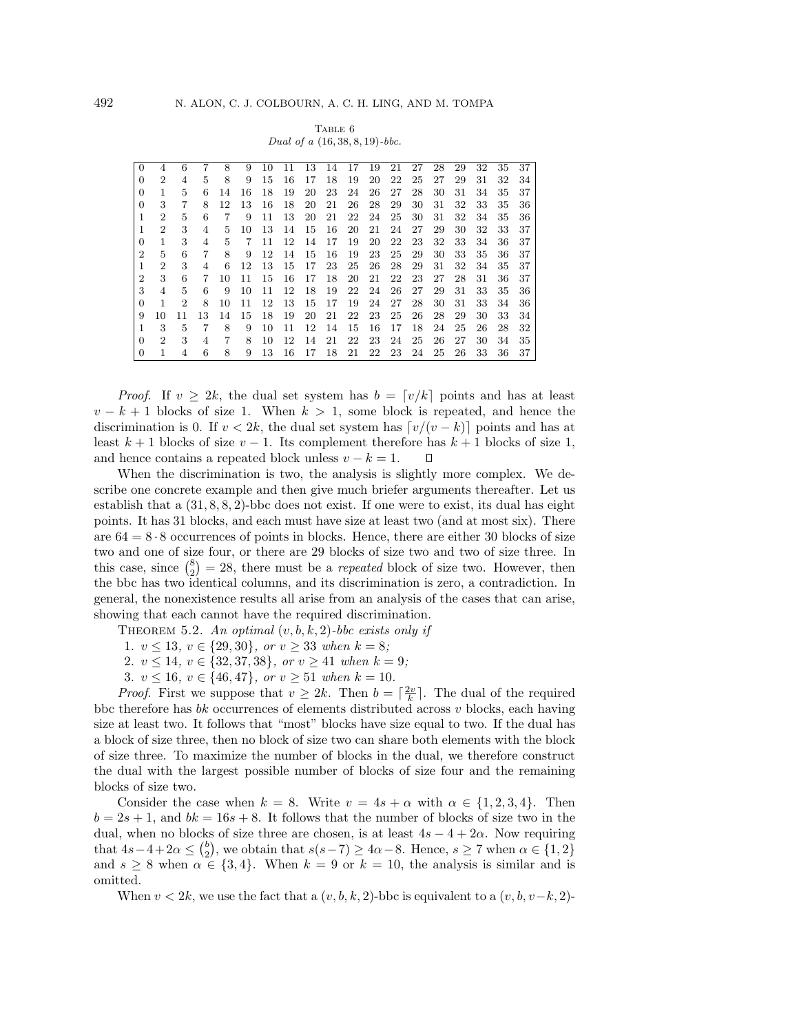Table 6
*Dual of a* $(16, 38, 8, 19)$*-bbc.*

| | | | | | | | | | | | | | | | | | | |
|---|---|---|---|---|---|---|---|---|---|---|---|---|---|---|---|---|---|---|
| 0 | 4 | 6 | 7 | 8 | 9 | 10 | 11 | 13 | 14 | 17 | 19 | 21 | 27 | 28 | 29 | 32 | 35 | 37 |
| 0 | 2 | 4 | 5 | 8 | 9 | 15 | 16 | 17 | 18 | 19 | 20 | 22 | 25 | 27 | 29 | 31 | 32 | 34 |
| 0 | 1 | 5 | 6 | 14 | 16 | 18 | 19 | 20 | 23 | 24 | 26 | 27 | 28 | 30 | 31 | 34 | 35 | 37 |
| 0 | 3 | 7 | 8 | 12 | 13 | 16 | 18 | 20 | 21 | 26 | 28 | 29 | 30 | 31 | 32 | 33 | 35 | 36 |
| 1 | 2 | 5 | 6 | 7 | 9 | 11 | 13 | 20 | 21 | 22 | 24 | 25 | 30 | 31 | 32 | 34 | 35 | 36 |
| 1 | 2 | 3 | 4 | 5 | 10 | 13 | 14 | 15 | 16 | 20 | 21 | 24 | 27 | 29 | 30 | 32 | 33 | 37 |
| 0 | 1 | 3 | 4 | 5 | 7 | 11 | 12 | 14 | 17 | 19 | 20 | 22 | 23 | 32 | 33 | 34 | 36 | 37 |
| 2 | 5 | 6 | 7 | 8 | 9 | 12 | 14 | 15 | 16 | 19 | 23 | 25 | 29 | 30 | 33 | 35 | 36 | 37 |
| 1 | 2 | 3 | 4 | 6 | 12 | 13 | 15 | 17 | 23 | 25 | 26 | 28 | 29 | 31 | 32 | 34 | 35 | 37 |
| 2 | 3 | 6 | 7 | 10 | 11 | 15 | 16 | 17 | 18 | 20 | 21 | 22 | 23 | 27 | 28 | 31 | 36 | 37 |
| 3 | 4 | 5 | 6 | 9 | 10 | 11 | 12 | 18 | 19 | 22 | 24 | 26 | 27 | 29 | 31 | 33 | 35 | 36 |
| 0 | 1 | 2 | 8 | 10 | 11 | 12 | 13 | 15 | 17 | 19 | 24 | 27 | 28 | 30 | 31 | 33 | 34 | 36 |
| 9 | 10 | 11 | 13 | 14 | 15 | 18 | 19 | 20 | 21 | 22 | 23 | 25 | 26 | 28 | 29 | 30 | 33 | 34 |
| 1 | 3 | 5 | 7 | 8 | 9 | 10 | 11 | 12 | 14 | 15 | 16 | 17 | 18 | 24 | 25 | 26 | 28 | 32 |
| 0 | 2 | 3 | 4 | 7 | 8 | 10 | 12 | 14 | 21 | 22 | 23 | 24 | 25 | 26 | 27 | 30 | 34 | 35 |
| 0 | 1 | 4 | 6 | 8 | 9 | 13 | 16 | 17 | 18 | 21 | 22 | 23 | 24 | 25 | 26 | 33 | 36 | 37 |

*Proof.* If $v \geq 2k$, the dual set system has $b = \lceil v/k \rceil$ points and has at least $v - k + 1$ blocks of size 1. When $k > 1$, some block is repeated, and hence the discrimination is 0. If $v < 2k$, the dual set system has $\lceil v/(v-k) \rceil$ points and has at least $k + 1$ blocks of size $v - 1$. Its complement therefore has $k + 1$ blocks of size 1, and hence contains a repeated block unless $v - k = 1$. $\square$

When the discrimination is two, the analysis is slightly more complex. We describe one concrete example and then give much briefer arguments thereafter. Let us establish that a $(31, 8, 8, 2)$-bbc does not exist. If one were to exist, its dual has eight points. It has 31 blocks, and each must have size at least two (and at most six). There are $64 = 8 \cdot 8$ occurrences of points in blocks. Hence, there are either 30 blocks of size two and one of size four, or there are 29 blocks of size two and two of size three. In this case, since $\binom{8}{2} = 28$, there must be a *repeated* block of size two. However, then the bbc has two identical columns, and its discrimination is zero, a contradiction. In general, the nonexistence results all arise from an analysis of the cases that can arise, showing that each cannot have the required discrimination.

Theorem 5.2. *An optimal* $(v, b, k, 2)$*-bbc exists only if*

1. $v \leq 13$, $v \in \{29, 30\}$, *or* $v \geq 33$ *when* $k = 8$;
2. $v \leq 14$, $v \in \{32, 37, 38\}$, *or* $v \geq 41$ *when* $k = 9$;
3. $v \leq 16$, $v \in \{46, 47\}$, *or* $v \geq 51$ *when* $k = 10$.

*Proof.* First we suppose that $v \geq 2k$. Then $b = \lceil \frac{2v}{k} \rceil$. The dual of the required bbc therefore has $bk$ occurrences of elements distributed across $v$ blocks, each having size at least two. It follows that "most" blocks have size equal to two. If the dual has a block of size three, then no block of size two can share both elements with the block of size three. To maximize the number of blocks in the dual, we therefore construct the dual with the largest possible number of blocks of size four and the remaining blocks of size two.

Consider the case when $k = 8$. Write $v = 4s + \alpha$ with $\alpha \in \{1, 2, 3, 4\}$. Then $b = 2s + 1$, and $bk = 16s + 8$. It follows that the number of blocks of size two in the dual, when no blocks of size three are chosen, is at least $4s - 4 + 2\alpha$. Now requiring that $4s - 4 + 2\alpha \leq \binom{b}{2}$, we obtain that $s(s - 7) \geq 4\alpha - 8$. Hence, $s \geq 7$ when $\alpha \in \{1, 2\}$ and $s \geq 8$ when $\alpha \in \{3, 4\}$. When $k = 9$ or $k = 10$, the analysis is similar and is omitted.

When $v < 2k$, we use the fact that a $(v, b, k, 2)$-bbc is equivalent to a $(v, b, v-k, 2)$-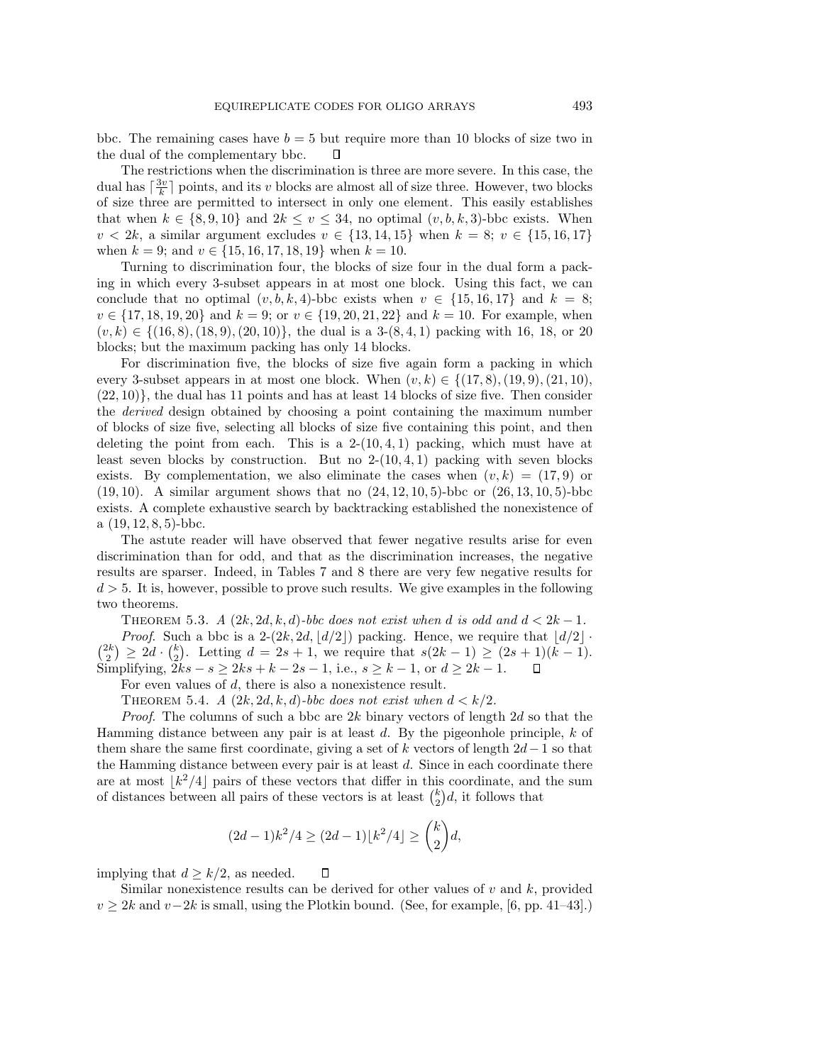bbc. The remaining cases have $b = 5$ but require more than 10 blocks of size two in the dual of the complementary bbc. $\square$

The restrictions when the discrimination is three are more severe. In this case, the dual has $\lceil \frac{3v}{k} \rceil$ points, and its $v$ blocks are almost all of size three. However, two blocks of size three are permitted to intersect in only one element. This easily establishes that when $k \in \{8, 9, 10\}$ and $2k \leq v \leq 34$, no optimal $(v, b, k, 3)$-bbc exists. When $v < 2k$, a similar argument excludes $v \in \{13, 14, 15\}$ when $k = 8$; $v \in \{15, 16, 17\}$ when $k = 9$; and $v \in \{15, 16, 17, 18, 19\}$ when $k = 10$.

Turning to discrimination four, the blocks of size four in the dual form a packing in which every 3-subset appears in at most one block. Using this fact, we can conclude that no optimal $(v, b, k, 4)$-bbc exists when $v \in \{15, 16, 17\}$ and $k = 8$; $v \in \{17, 18, 19, 20\}$ and $k = 9$; or $v \in \{19, 20, 21, 22\}$ and $k = 10$. For example, when $(v, k) \in \{(16, 8), (18, 9), (20, 10)\}$, the dual is a 3-$(8, 4, 1)$ packing with 16, 18, or 20 blocks; but the maximum packing has only 14 blocks.

For discrimination five, the blocks of size five again form a packing in which every 3-subset appears in at most one block. When $(v, k) \in \{(17, 8), (19, 9), (21, 10), (22, 10)\}$, the dual has 11 points and has at least 14 blocks of size five. Then consider the *derived* design obtained by choosing a point containing the maximum number of blocks of size five, selecting all blocks of size five containing this point, and then deleting the point from each. This is a 2-$(10, 4, 1)$ packing, which must have at least seven blocks by construction. But no 2-$(10, 4, 1)$ packing with seven blocks exists. By complementation, we also eliminate the cases when $(v, k) = (17, 9)$ or $(19, 10)$. A similar argument shows that no $(24, 12, 10, 5)$-bbc or $(26, 13, 10, 5)$-bbc exists. A complete exhaustive search by backtracking established the nonexistence of a $(19, 12, 8, 5)$-bbc.

The astute reader will have observed that fewer negative results arise for even discrimination than for odd, and that as the discrimination increases, the negative results are sparser. Indeed, in Tables 7 and 8 there are very few negative results for $d > 5$. It is, however, possible to prove such results. We give examples in the following two theorems.

THEOREM 5.3. *A $(2k, 2d, k, d)$-bbc does not exist when $d$ is odd and $d < 2k - 1$.*

*Proof.* Such a bbc is a 2-$(2k, 2d, \lfloor d/2 \rfloor)$ packing. Hence, we require that $\lfloor d/2 \rfloor \cdot \binom{2k}{2} \geq 2d \cdot \binom{k}{2}$. Letting $d = 2s + 1$, we require that $s(2k - 1) \geq (2s + 1)(k - 1)$. Simplifying, $2ks - s \geq 2ks + k - 2s - 1$, i.e., $s \geq k - 1$, or $d \geq 2k - 1$. $\square$

For even values of $d$, there is also a nonexistence result.

THEOREM 5.4. *A $(2k, 2d, k, d)$-bbc does not exist when $d < k/2$.*

*Proof.* The columns of such a bbc are $2k$ binary vectors of length $2d$ so that the Hamming distance between any pair is at least $d$. By the pigeonhole principle, $k$ of them share the same first coordinate, giving a set of $k$ vectors of length $2d - 1$ so that the Hamming distance between every pair is at least $d$. Since in each coordinate there are at most $\lfloor k^2/4 \rfloor$ pairs of these vectors that differ in this coordinate, and the sum of distances between all pairs of these vectors is at least $\binom{k}{2} d$, it follows that

$$(2d - 1)k^2/4 \geq (2d - 1)\lfloor k^2/4 \rfloor \geq \binom{k}{2} d,$$

implying that $d \geq k/2$, as needed. $\square$

Similar nonexistence results can be derived for other values of $v$ and $k$, provided $v \geq 2k$ and $v - 2k$ is small, using the Plotkin bound. (See, for example, [6, pp. 41–43].)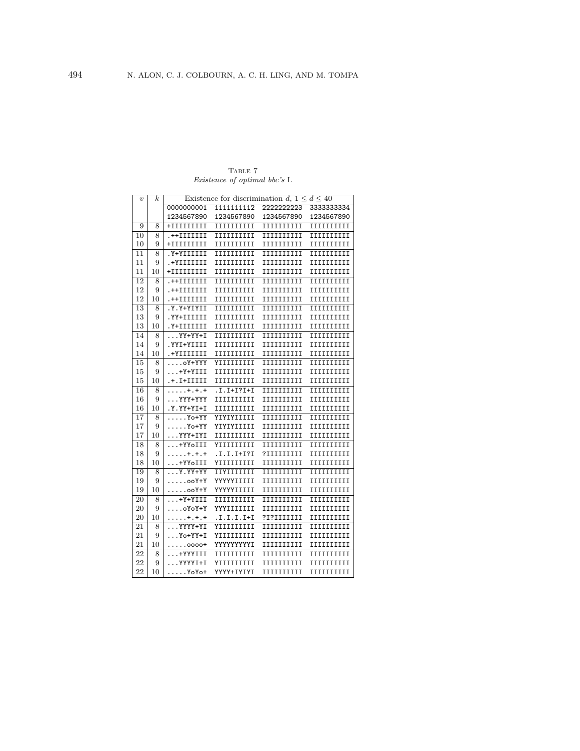Table 7
*Existence of optimal bbc's* I.

| $v$ | $k$ | Existence for discrimination $d$, $1 \leq d \leq 40$ | | | |
|---|---|---|---|---|---|
| | | 0000000001 | 1111111112 | 2222222223 | 3333333334 |
| | | 1234567890 | 1234567890 | 1234567890 | 1234567890 |
| 9 | 8 | +IIIIIIIII | IIIIIIIIII | IIIIIIIIII | IIIIIIIIII |
| 10 | 8 | .++IIIIIII | IIIIIIIIII | IIIIIIIIII | IIIIIIIIII |
| 10 | 9 | +IIIIIIIII | IIIIIIIIII | IIIIIIIIII | IIIIIIIIII |
| 11 | 8 | .Y+YIIIIII | IIIIIIIIII | IIIIIIIIII | IIIIIIIIII |
| 11 | 9 | .+YIIIIIII | IIIIIIIIII | IIIIIIIIII | IIIIIIIIII |
| 11 | 10 | +IIIIIIIII | IIIIIIIIII | IIIIIIIIII | IIIIIIIIII |
| 12 | 8 | .++IIIIIII | IIIIIIIIII | IIIIIIIIII | IIIIIIIIII |
| 12 | 9 | .++IIIIIII | IIIIIIIIII | IIIIIIIIII | IIIIIIIIII |
| 12 | 10 | .++IIIIIII | IIIIIIIIII | IIIIIIIIII | IIIIIIIIII |
| 13 | 8 | .Y.Y+YIYII | IIIIIIIIII | IIIIIIIIII | IIIIIIIIII |
| 13 | 9 | .YY+IIIIII | IIIIIIIIII | IIIIIIIIII | IIIIIIIIII |
| 13 | 10 | .Y+IIIIIII | IIIIIIIIII | IIIIIIIIII | IIIIIIIIII |
| 14 | 8 | ...YY+YY+I | IIIIIIIIII | IIIIIIIIII | IIIIIIIIII |
| 14 | 9 | .YYI+YIIII | IIIIIIIIII | IIIIIIIIII | IIIIIIIIII |
| 14 | 10 | .+YIIIIIII | IIIIIIIIII | IIIIIIIIII | IIIIIIIIII |
| 15 | 8 | ....oY+YYY | YIIIIIIIII | IIIIIIIIII | IIIIIIIIII |
| 15 | 9 | ...+Y+YIII | IIIIIIIIII | IIIIIIIIII | IIIIIIIIII |
| 15 | 10 | .+.I+IIIII | IIIIIIIIII | IIIIIIIIII | IIIIIIIIII |
| 16 | 8 | .....+.+.+ | .I.I+I?I+I | IIIIIIIIII | IIIIIIIIII |
| 16 | 9 | ...YYY+YYY | IIIIIIIIII | IIIIIIIIII | IIIIIIIIII |
| 16 | 10 | .Y.YY+YI+I | IIIIIIIIII | IIIIIIIIII | IIIIIIIIII |
| 17 | 8 | .....Yo+YY | YIYIYIIIII | IIIIIIIIII | IIIIIIIIII |
| 17 | 9 | .....Yo+YY | YIYIYIIIII | IIIIIIIIII | IIIIIIIIII |
| 17 | 10 | ...YYY+IYI | IIIIIIIIII | IIIIIIIIII | IIIIIIIIII |
| 18 | 8 | ...+YYoIII | YIIIIIIIII | IIIIIIIIII | IIIIIIIIII |
| 18 | 9 | .....+.+.+ | .I.I.I+I?I | ?IIIIIIIII | IIIIIIIIII |
| 18 | 10 | ...+YYoIII | YIIIIIIIII | IIIIIIIIII | IIIIIIIIII |
| 19 | 8 | ...Y.YY+YY | IIYIIIIIII | IIIIIIIIII | IIIIIIIIII |
| 19 | 9 | .....ooY+Y | YYYYYIIIII | IIIIIIIIII | IIIIIIIIII |
| 19 | 10 | .....ooY+Y | YYYYYIIIII | IIIIIIIIII | IIIIIIIIII |
| 20 | 8 | ...+Y+YIII | IIIIIIIIII | IIIIIIIIII | IIIIIIIIII |
| 20 | 9 | ....oYoY+Y | YYYIIIIIII | IIIIIIIIII | IIIIIIIIII |
| 20 | 10 | .....+.+.+ | .I.I.I.I+I | ?I?IIIIIII | IIIIIIIIII |
| 21 | 8 | ...YYYY+YI | YIIIIIIIII | IIIIIIIIII | IIIIIIIIII |
| 21 | 9 | ...Yo+YY+I | YIIIIIIIII | IIIIIIIIII | IIIIIIIIII |
| 21 | 10 | .....oooo+ | YYYYYYYYYI | IIIIIIIIII | IIIIIIIIII |
| 22 | 8 | ...+YYYIII | IIIIIIIIII | IIIIIIIIII | IIIIIIIIII |
| 22 | 9 | ...YYYYI+I | YIIIIIIIII | IIIIIIIIII | IIIIIIIIII |
| 22 | 10 | .....YoYo+ | YYYY+IYIYI | IIIIIIIIII | IIIIIIIIII |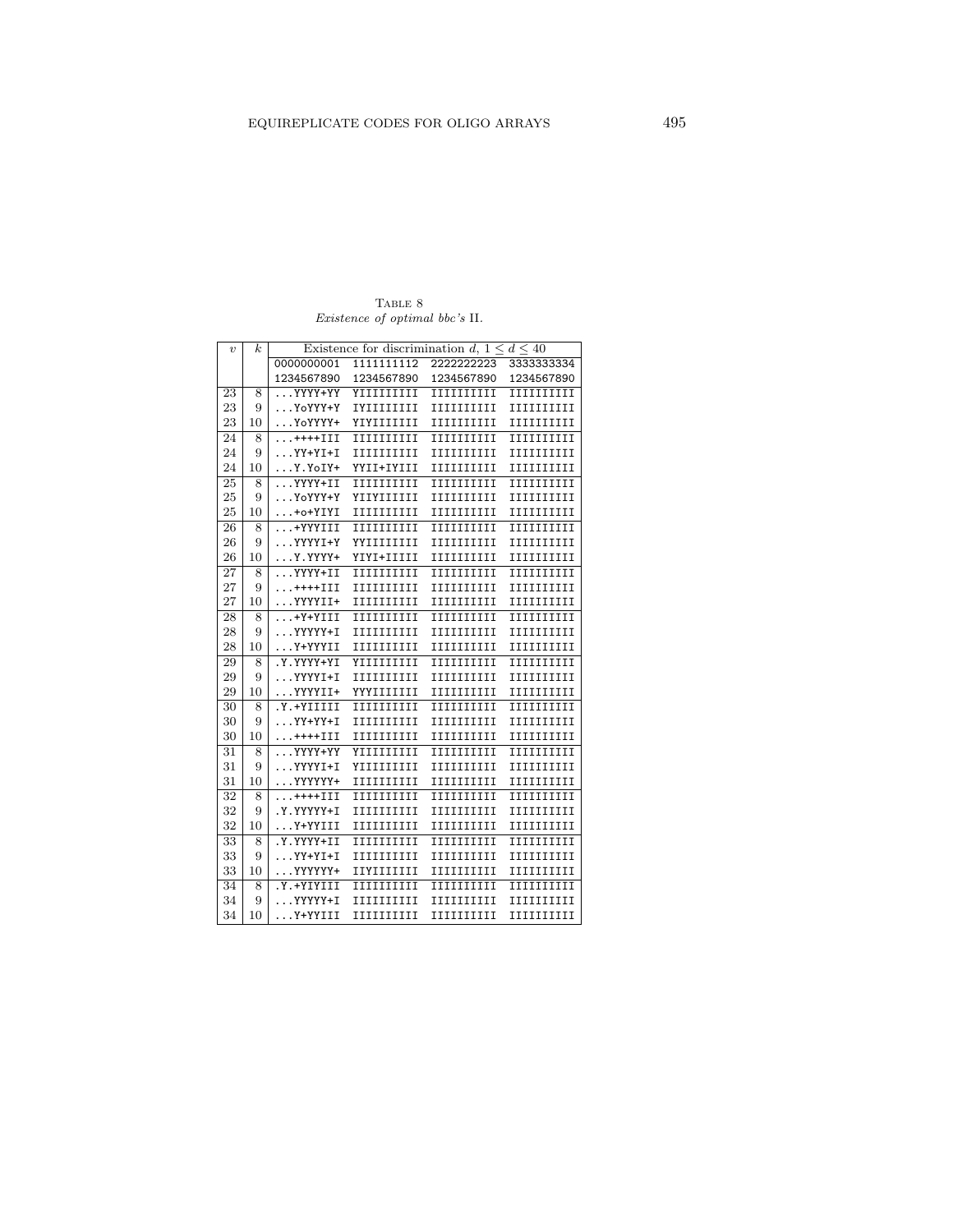TABLE 8
*Existence of optimal bbc's* II.

| $v$ | $k$ | Existence for discrimination $d$, $1 \leq d \leq 40$ | | | |
|---|---|---|---|---|---|
| | | 0000000001 | 1111111112 | 2222222223 | 3333333334 |
| | | 1234567890 | 1234567890 | 1234567890 | 1234567890 |
| 23 | 8 | ...YYYY+YY | YIIIIIIIII | IIIIIIIIII | IIIIIIIIII |
| 23 | 9 | ...YoYYY+Y | IYIIIIIIII | IIIIIIIIII | IIIIIIIIII |
| 23 | 10 | ...YoYYYY+ | YIYIIIIIII | IIIIIIIIII | IIIIIIIIII |
| 24 | 8 | ...++++III | IIIIIIIIII | IIIIIIIIII | IIIIIIIIII |
| 24 | 9 | ...YY+YI+I | IIIIIIIIII | IIIIIIIIII | IIIIIIIIII |
| 24 | 10 | ...Y.YoIY+ | YYII+IYIII | IIIIIIIIII | IIIIIIIIII |
| 25 | 8 | ...YYYY+II | IIIIIIIIII | IIIIIIIIII | IIIIIIIIII |
| 25 | 9 | ...YoYYY+Y | YIIYIIIIII | IIIIIIIIII | IIIIIIIIII |
| 25 | 10 | ...+o+YIYI | IIIIIIIIII | IIIIIIIIII | IIIIIIIIII |
| 26 | 8 | ...+YYYIII | IIIIIIIIII | IIIIIIIIII | IIIIIIIIII |
| 26 | 9 | ...YYYYI+Y | YYIIIIIIII | IIIIIIIIII | IIIIIIIIII |
| 26 | 10 | ...Y.YYYY+ | YIYI+IIIII | IIIIIIIIII | IIIIIIIIII |
| 27 | 8 | ...YYYY+II | IIIIIIIIII | IIIIIIIIII | IIIIIIIIII |
| 27 | 9 | ...++++III | IIIIIIIIII | IIIIIIIIII | IIIIIIIIII |
| 27 | 10 | ...YYYYII+ | IIIIIIIIII | IIIIIIIIII | IIIIIIIIII |
| 28 | 8 | ...+Y+YIII | IIIIIIIIII | IIIIIIIIII | IIIIIIIIII |
| 28 | 9 | ...YYYYY+I | IIIIIIIIII | IIIIIIIIII | IIIIIIIIII |
| 28 | 10 | ...Y+YYYII | IIIIIIIIII | IIIIIIIIII | IIIIIIIIII |
| 29 | 8 | .Y.YYYY+YI | YIIIIIIIII | IIIIIIIIII | IIIIIIIIII |
| 29 | 9 | ...YYYYI+I | IIIIIIIIII | IIIIIIIIII | IIIIIIIIII |
| 29 | 10 | ...YYYYII+ | YYYIIIIIII | IIIIIIIIII | IIIIIIIIII |
| 30 | 8 | .Y.+YIIIII | IIIIIIIIII | IIIIIIIIII | IIIIIIIIII |
| 30 | 9 | ...YY+YY+I | IIIIIIIIII | IIIIIIIIII | IIIIIIIIII |
| 30 | 10 | ...++++III | IIIIIIIIII | IIIIIIIIII | IIIIIIIIII |
| 31 | 8 | ...YYYY+YY | YIIIIIIIII | IIIIIIIIII | IIIIIIIIII |
| 31 | 9 | ...YYYYI+I | YIIIIIIIII | IIIIIIIIII | IIIIIIIIII |
| 31 | 10 | ...YYYYYY+ | IIIIIIIIII | IIIIIIIIII | IIIIIIIIII |
| 32 | 8 | ...++++III | IIIIIIIIII | IIIIIIIIII | IIIIIIIIII |
| 32 | 9 | .Y.YYYYY+I | IIIIIIIIII | IIIIIIIIII | IIIIIIIIII |
| 32 | 10 | ...Y+YYIII | IIIIIIIIII | IIIIIIIIII | IIIIIIIIII |
| 33 | 8 | .Y.YYYY+II | IIIIIIIIII | IIIIIIIIII | IIIIIIIIII |
| 33 | 9 | ...YY+YI+I | IIIIIIIIII | IIIIIIIIII | IIIIIIIIII |
| 33 | 10 | ...YYYYYY+ | IIYIIIIIII | IIIIIIIIII | IIIIIIIIII |
| 34 | 8 | .Y.+YIYIII | IIIIIIIIII | IIIIIIIIII | IIIIIIIIII |
| 34 | 9 | ...YYYYY+I | IIIIIIIIII | IIIIIIIIII | IIIIIIIIII |
| 34 | 10 | ...Y+YYIII | IIIIIIIIII | IIIIIIIIII | IIIIIIIIII |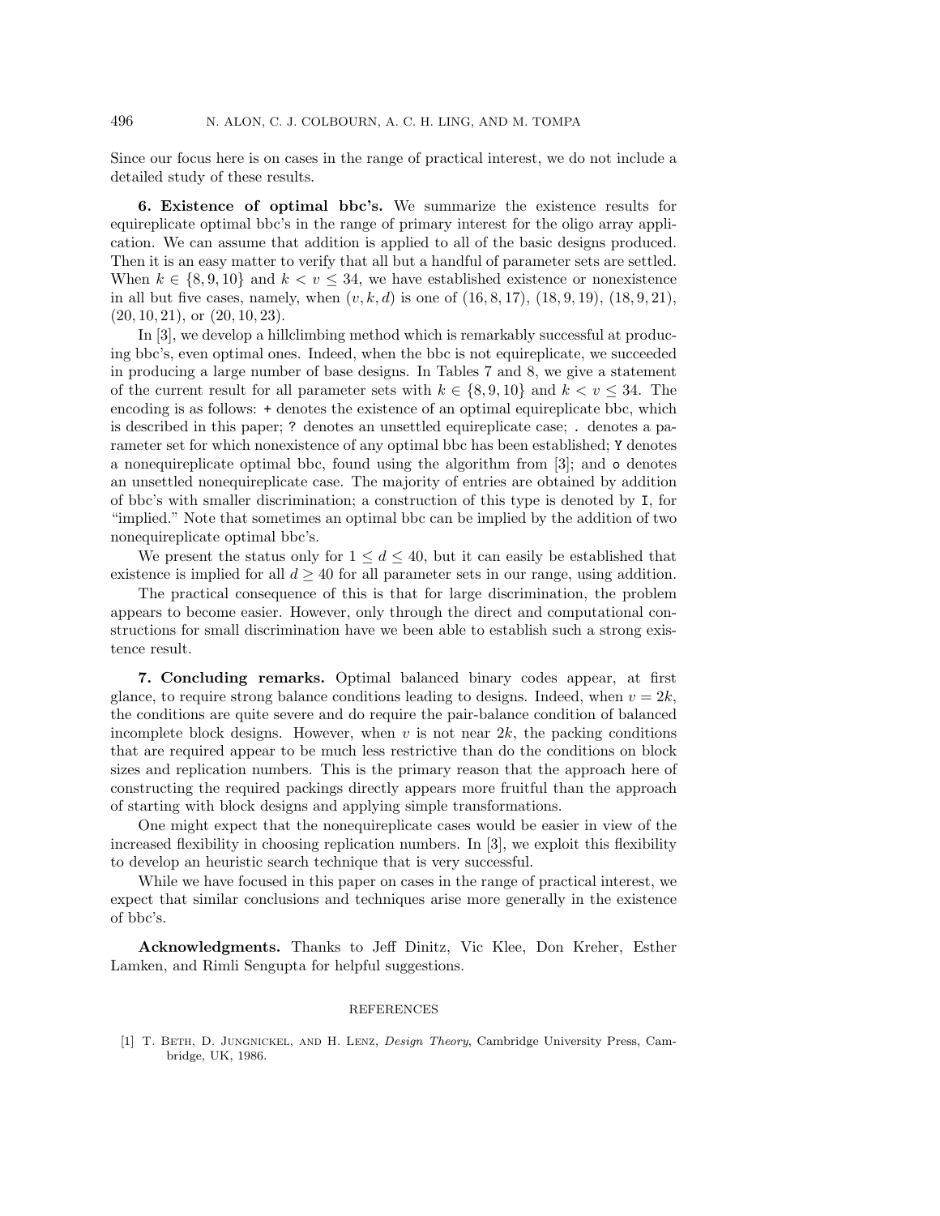Since our focus here is on cases in the range of practical interest, we do not include a detailed study of these results.

**6. Existence of optimal bbc's.** We summarize the existence results for equireplicate optimal bbc's in the range of primary interest for the oligo array application. We can assume that addition is applied to all of the basic designs produced. Then it is an easy matter to verify that all but a handful of parameter sets are settled. When $k \in \{8, 9, 10\}$ and $k < v \leq 34$, we have established existence or nonexistence in all but five cases, namely, when $(v, k, d)$ is one of $(16, 8, 17)$, $(18, 9, 19)$, $(18, 9, 21)$, $(20, 10, 21)$, or $(20, 10, 23)$.

In [3], we develop a hillclimbing method which is remarkably successful at producing bbc's, even optimal ones. Indeed, when the bbc is not equireplicate, we succeeded in producing a large number of base designs. In Tables 7 and 8, we give a statement of the current result for all parameter sets with $k \in \{8, 9, 10\}$ and $k < v \leq 34$. The encoding is as follows: `+` denotes the existence of an optimal equireplicate bbc, which is described in this paper; `?` denotes an unsettled equireplicate case; `.` denotes a parameter set for which nonexistence of any optimal bbc has been established; `Y` denotes a nonequireplicate optimal bbc, found using the algorithm from [3]; and `o` denotes an unsettled nonequireplicate case. The majority of entries are obtained by addition of bbc's with smaller discrimination; a construction of this type is denoted by `I`, for "implied." Note that sometimes an optimal bbc can be implied by the addition of two nonequireplicate optimal bbc's.

We present the status only for $1 \leq d \leq 40$, but it can easily be established that existence is implied for all $d \geq 40$ for all parameter sets in our range, using addition.

The practical consequence of this is that for large discrimination, the problem appears to become easier. However, only through the direct and computational constructions for small discrimination have we been able to establish such a strong existence result.

**7. Concluding remarks.** Optimal balanced binary codes appear, at first glance, to require strong balance conditions leading to designs. Indeed, when $v = 2k$, the conditions are quite severe and do require the pair-balance condition of balanced incomplete block designs. However, when $v$ is not near $2k$, the packing conditions that are required appear to be much less restrictive than do the conditions on block sizes and replication numbers. This is the primary reason that the approach here of constructing the required packings directly appears more fruitful than the approach of starting with block designs and applying simple transformations.

One might expect that the nonequireplicate cases would be easier in view of the increased flexibility in choosing replication numbers. In [3], we exploit this flexibility to develop an heuristic search technique that is very successful.

While we have focused in this paper on cases in the range of practical interest, we expect that similar conclusions and techniques arise more generally in the existence of bbc's.

**Acknowledgments.** Thanks to Jeff Dinitz, Vic Klee, Don Kreher, Esther Lamken, and Rimli Sengupta for helpful suggestions.

## REFERENCES

[1] T. Beth, D. Jungnickel, and H. Lenz, *Design Theory*, Cambridge University Press, Cambridge, UK, 1986.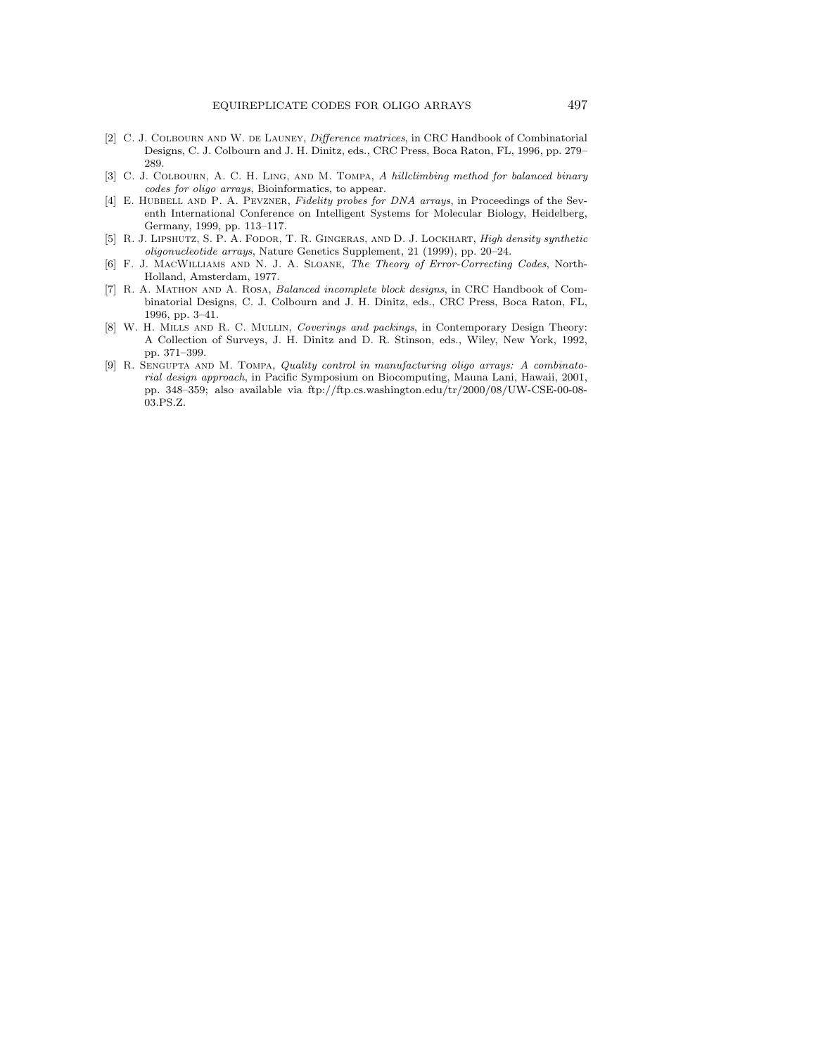[2] C. J. Colbourn and W. de Launey, *Difference matrices*, in CRC Handbook of Combinatorial Designs, C. J. Colbourn and J. H. Dinitz, eds., CRC Press, Boca Raton, FL, 1996, pp. 279–289.

[3] C. J. Colbourn, A. C. H. Ling, and M. Tompa, *A hillclimbing method for balanced binary codes for oligo arrays*, Bioinformatics, to appear.

[4] E. Hubbell and P. A. Pevzner, *Fidelity probes for DNA arrays*, in Proceedings of the Seventh International Conference on Intelligent Systems for Molecular Biology, Heidelberg, Germany, 1999, pp. 113–117.

[5] R. J. Lipshutz, S. P. A. Fodor, T. R. Gingeras, and D. J. Lockhart, *High density synthetic oligonucleotide arrays*, Nature Genetics Supplement, 21 (1999), pp. 20–24.

[6] F. J. MacWilliams and N. J. A. Sloane, *The Theory of Error-Correcting Codes*, North-Holland, Amsterdam, 1977.

[7] R. A. Mathon and A. Rosa, *Balanced incomplete block designs*, in CRC Handbook of Combinatorial Designs, C. J. Colbourn and J. H. Dinitz, eds., CRC Press, Boca Raton, FL, 1996, pp. 3–41.

[8] W. H. Mills and R. C. Mullin, *Coverings and packings*, in Contemporary Design Theory: A Collection of Surveys, J. H. Dinitz and D. R. Stinson, eds., Wiley, New York, 1992, pp. 371–399.

[9] R. Sengupta and M. Tompa, *Quality control in manufacturing oligo arrays: A combinatorial design approach*, in Pacific Symposium on Biocomputing, Mauna Lani, Hawaii, 2001, pp. 348–359; also available via ftp://ftp.cs.washington.edu/tr/2000/08/UW-CSE-00-08-03.PS.Z.